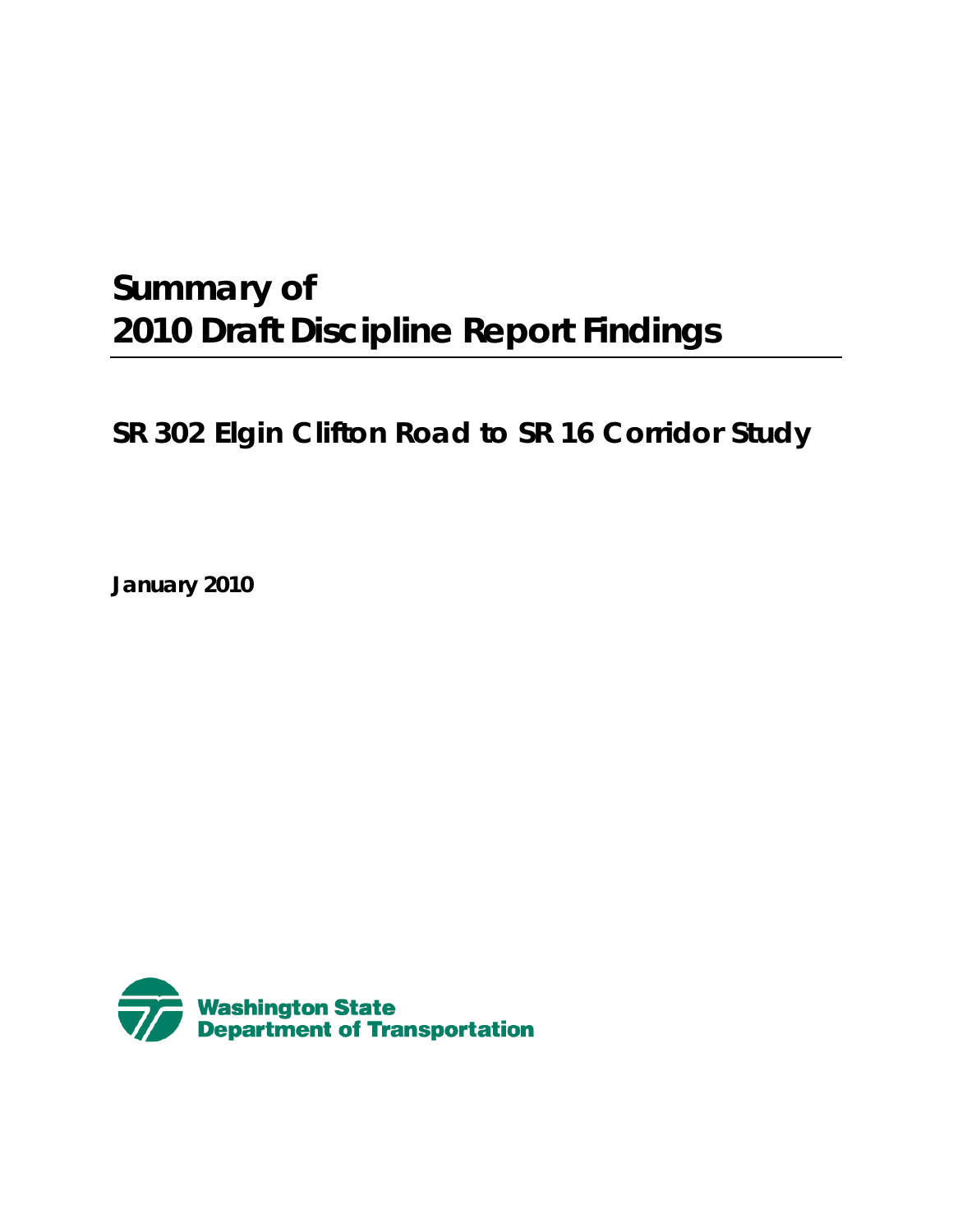# Summary of 2010 Draft Discipline Report Findings

## SR 302 Elgin Clifton Road to SR 16 Corridor Study

**January 2010**

Washington State Department of Transportation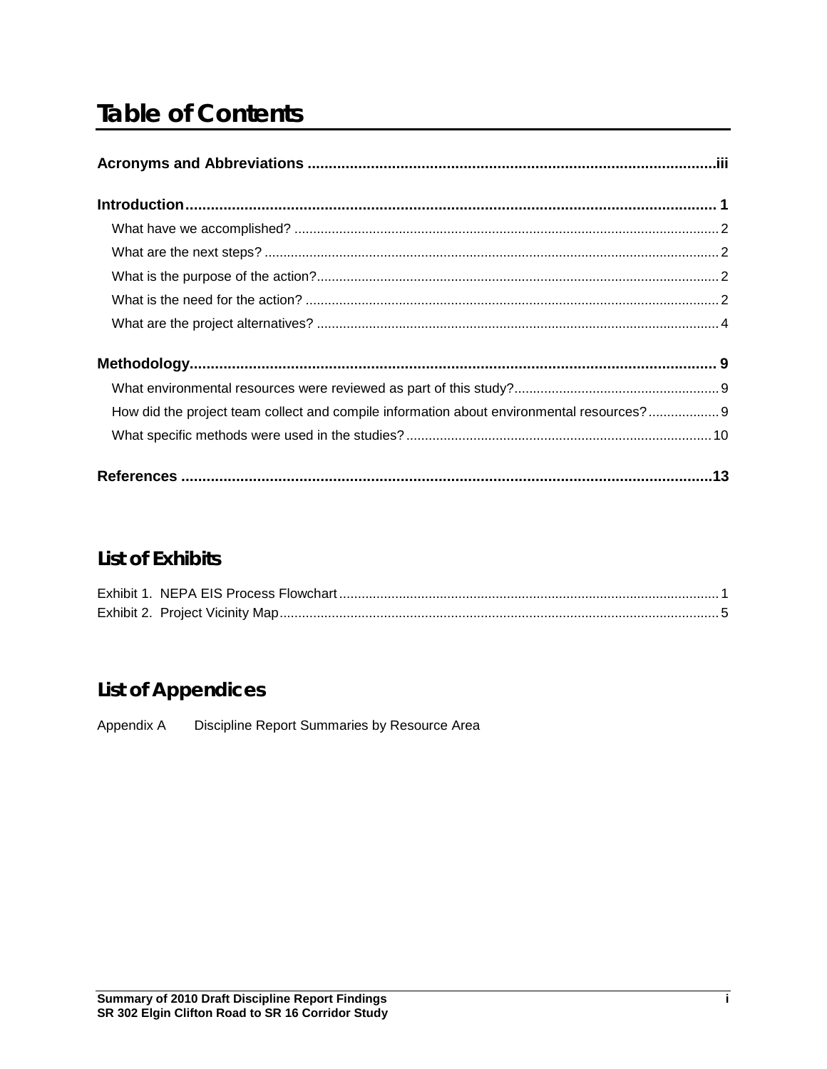# Table of Contents

**Acronyms and Abbreviations ................................................................................................iii**

**Introduction............................................................................................................................ 1**

What have we accomplished? ................................................................................................ 2

What are the next steps? ......................................................................................................... 2

What is the purpose of the action?........................................................................................... 2

What is the need for the action? .............................................................................................. 2

What are the project alternatives? ........................................................................................... 4

**Methodology........................................................................................................................... 9**

What environmental resources were reviewed as part of this study?...................................... 9

How did the project team collect and compile information about environmental resources?................... 9

What specific methods were used in the studies?................................................................. 10

**References .............................................................................................................................13**

## List of Exhibits

Exhibit 1. NEPA EIS Process Flowchart.................................................................................... 1

Exhibit 2. Project Vicinity Map.................................................................................................... 5

## List of Appendices

Appendix A Discipline Report Summaries by Resource Area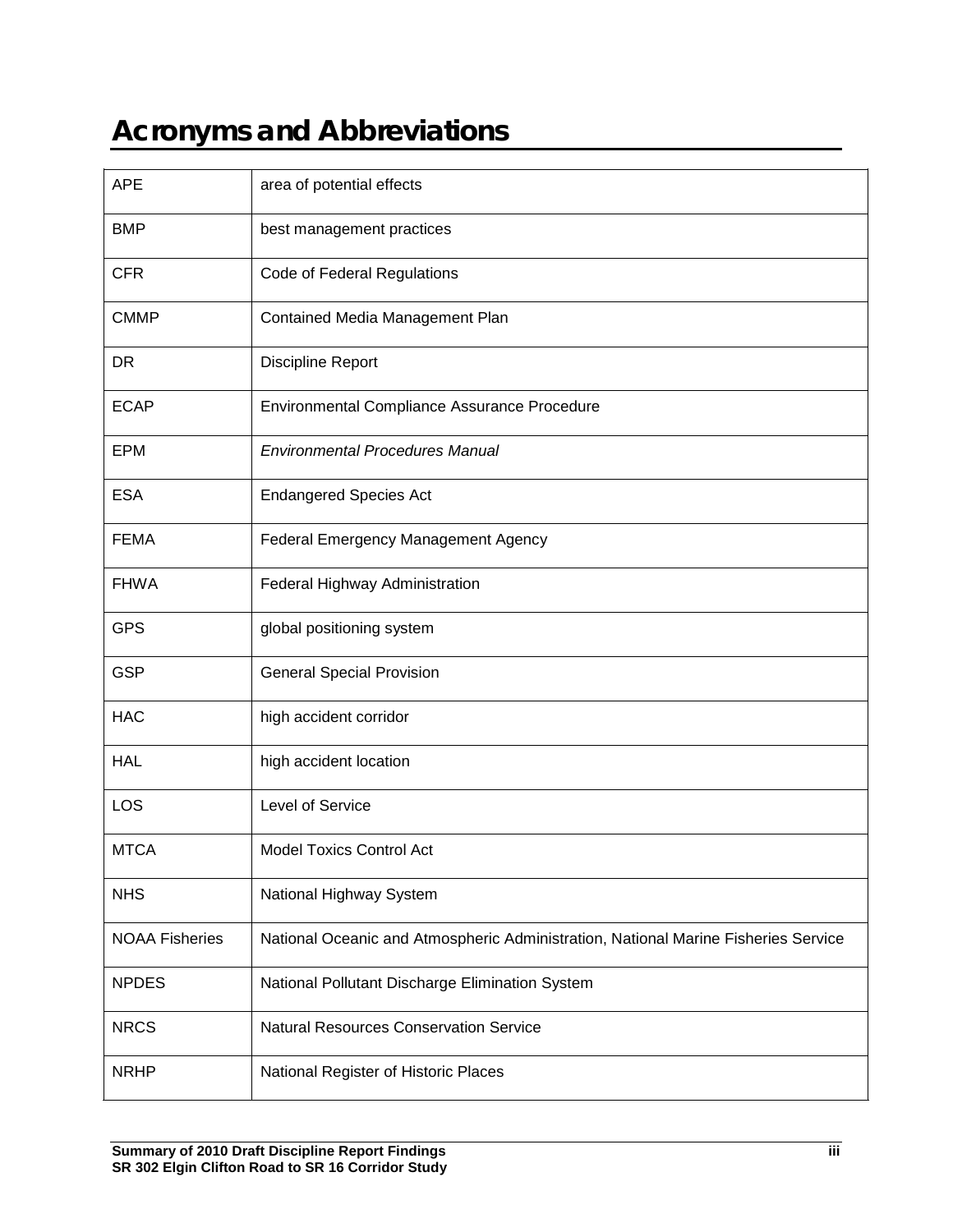# Acronyms and Abbreviations

| | |
|---|---|
| APE | area of potential effects |
| BMP | best management practices |
| CFR | Code of Federal Regulations |
| CMMP | Contained Media Management Plan |
| DR | Discipline Report |
| ECAP | Environmental Compliance Assurance Procedure |
| EPM | *Environmental Procedures Manual* |
| ESA | Endangered Species Act |
| FEMA | Federal Emergency Management Agency |
| FHWA | Federal Highway Administration |
| GPS | global positioning system |
| GSP | General Special Provision |
| HAC | high accident corridor |
| HAL | high accident location |
| LOS | Level of Service |
| MTCA | Model Toxics Control Act |
| NHS | National Highway System |
| NOAA Fisheries | National Oceanic and Atmospheric Administration, National Marine Fisheries Service |
| NPDES | National Pollutant Discharge Elimination System |
| NRCS | Natural Resources Conservation Service |
| NRHP | National Register of Historic Places |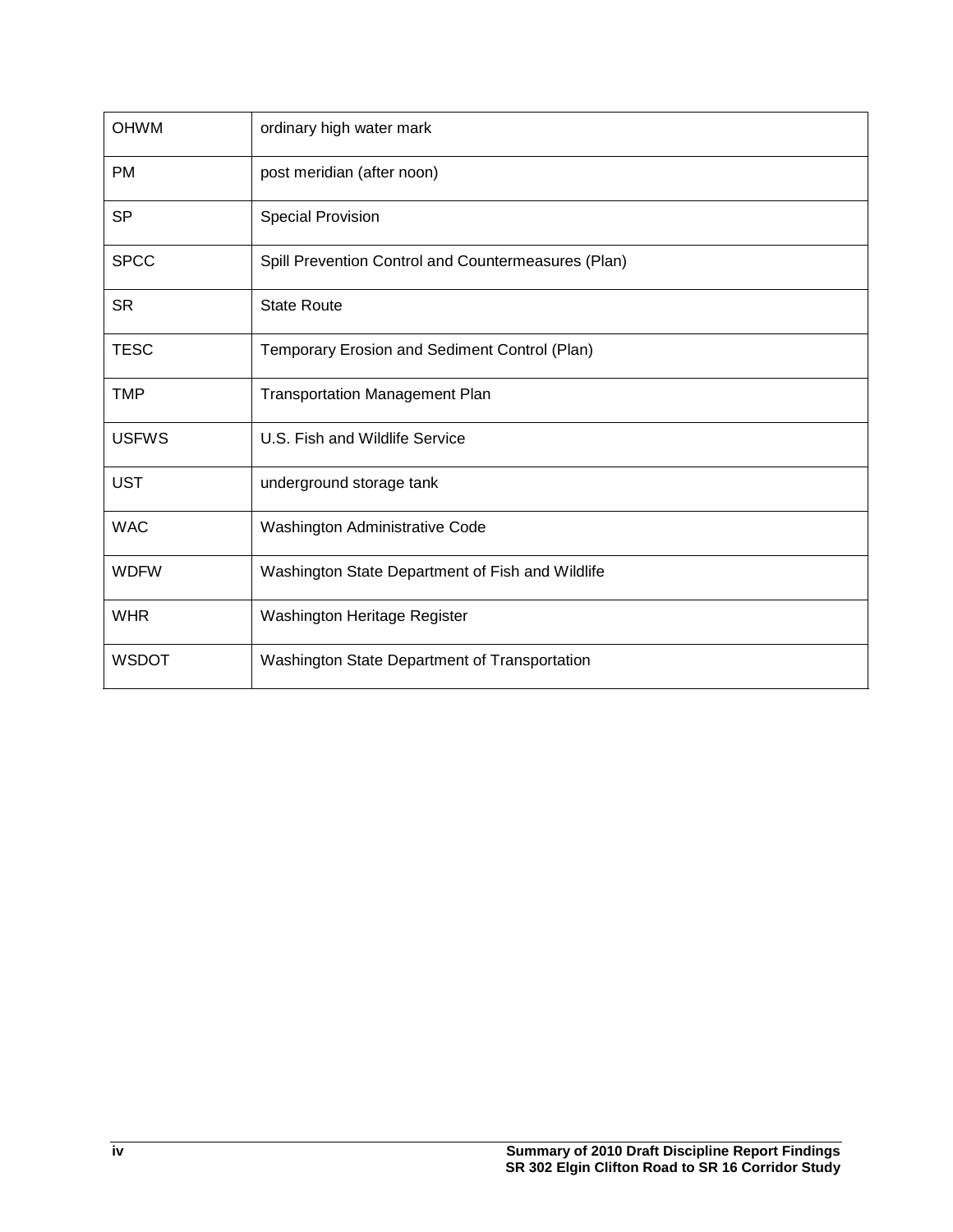| | |
|---|---|
| OHWM | ordinary high water mark |
| PM | post meridian (after noon) |
| SP | Special Provision |
| SPCC | Spill Prevention Control and Countermeasures (Plan) |
| SR | State Route |
| TESC | Temporary Erosion and Sediment Control (Plan) |
| TMP | Transportation Management Plan |
| USFWS | U.S. Fish and Wildlife Service |
| UST | underground storage tank |
| WAC | Washington Administrative Code |
| WDFW | Washington State Department of Fish and Wildlife |
| WHR | Washington Heritage Register |
| WSDOT | Washington State Department of Transportation |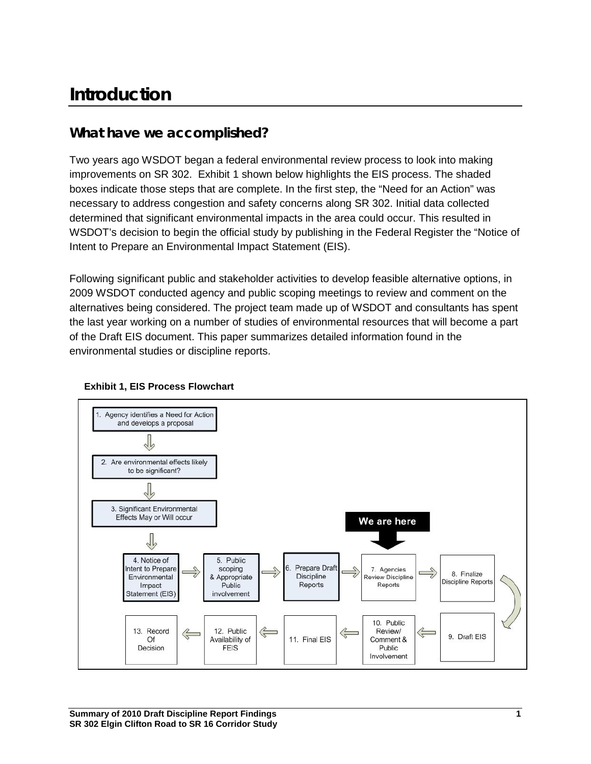# Introduction

## What have we accomplished?

Two years ago WSDOT began a federal environmental review process to look into making improvements on SR 302. Exhibit 1 shown below highlights the EIS process. The shaded boxes indicate those steps that are complete. In the first step, the "Need for an Action" was necessary to address congestion and safety concerns along SR 302. Initial data collected determined that significant environmental impacts in the area could occur. This resulted in WSDOT's decision to begin the official study by publishing in the Federal Register the "Notice of Intent to Prepare an Environmental Impact Statement (EIS).

Following significant public and stakeholder activities to develop feasible alternative options, in 2009 WSDOT conducted agency and public scoping meetings to review and comment on the alternatives being considered. The project team made up of WSDOT and consultants has spent the last year working on a number of studies of environmental resources that will become a part of the Draft EIS document. This paper summarizes detailed information found in the environmental studies or discipline reports.

**Exhibit 1, EIS Process Flowchart**

1. Agency identifies a Need for Action and develops a proposal
2. Are environmental effects likely to be significant?
3. Significant Environmental Effects May or Will occur
4. Notice of Intent to Prepare Environmental Impact Statement (EIS)
5. Public scoping & Appropriate Public involvement
6. Prepare Draft Discipline Reports
7. Agencies Review Discipline Reports (We are here)
8. Finalize Discipline Reports
9. Draft EIS
10. Public Review/ Comment & Public Involvement
11. Final EIS
12. Public Availability of FEIS
13. Record Of Decision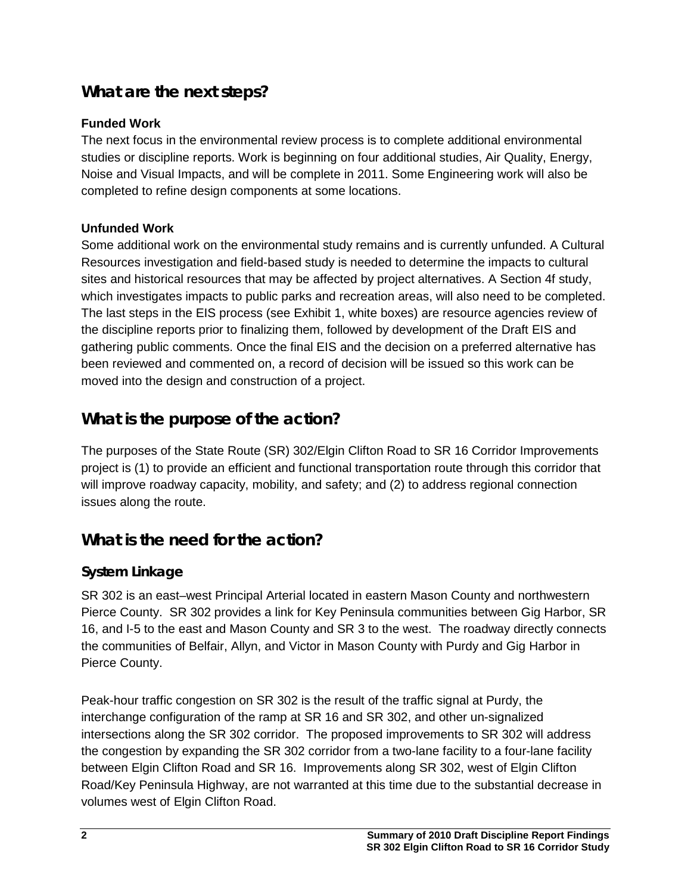## What are the next steps?

**Funded Work**

The next focus in the environmental review process is to complete additional environmental studies or discipline reports. Work is beginning on four additional studies, Air Quality, Energy, Noise and Visual Impacts, and will be complete in 2011. Some Engineering work will also be completed to refine design components at some locations.

**Unfunded Work**

Some additional work on the environmental study remains and is currently unfunded. A Cultural Resources investigation and field-based study is needed to determine the impacts to cultural sites and historical resources that may be affected by project alternatives. A Section 4f study, which investigates impacts to public parks and recreation areas, will also need to be completed. The last steps in the EIS process (see Exhibit 1, white boxes) are resource agencies review of the discipline reports prior to finalizing them, followed by development of the Draft EIS and gathering public comments. Once the final EIS and the decision on a preferred alternative has been reviewed and commented on, a record of decision will be issued so this work can be moved into the design and construction of a project.

## What is the purpose of the action?

The purposes of the State Route (SR) 302/Elgin Clifton Road to SR 16 Corridor Improvements project is (1) to provide an efficient and functional transportation route through this corridor that will improve roadway capacity, mobility, and safety; and (2) to address regional connection issues along the route.

## What is the need for the action?

### System Linkage

SR 302 is an east–west Principal Arterial located in eastern Mason County and northwestern Pierce County. SR 302 provides a link for Key Peninsula communities between Gig Harbor, SR 16, and I-5 to the east and Mason County and SR 3 to the west. The roadway directly connects the communities of Belfair, Allyn, and Victor in Mason County with Purdy and Gig Harbor in Pierce County.

Peak-hour traffic congestion on SR 302 is the result of the traffic signal at Purdy, the interchange configuration of the ramp at SR 16 and SR 302, and other un-signalized intersections along the SR 302 corridor. The proposed improvements to SR 302 will address the congestion by expanding the SR 302 corridor from a two-lane facility to a four-lane facility between Elgin Clifton Road and SR 16. Improvements along SR 302, west of Elgin Clifton Road/Key Peninsula Highway, are not warranted at this time due to the substantial decrease in volumes west of Elgin Clifton Road.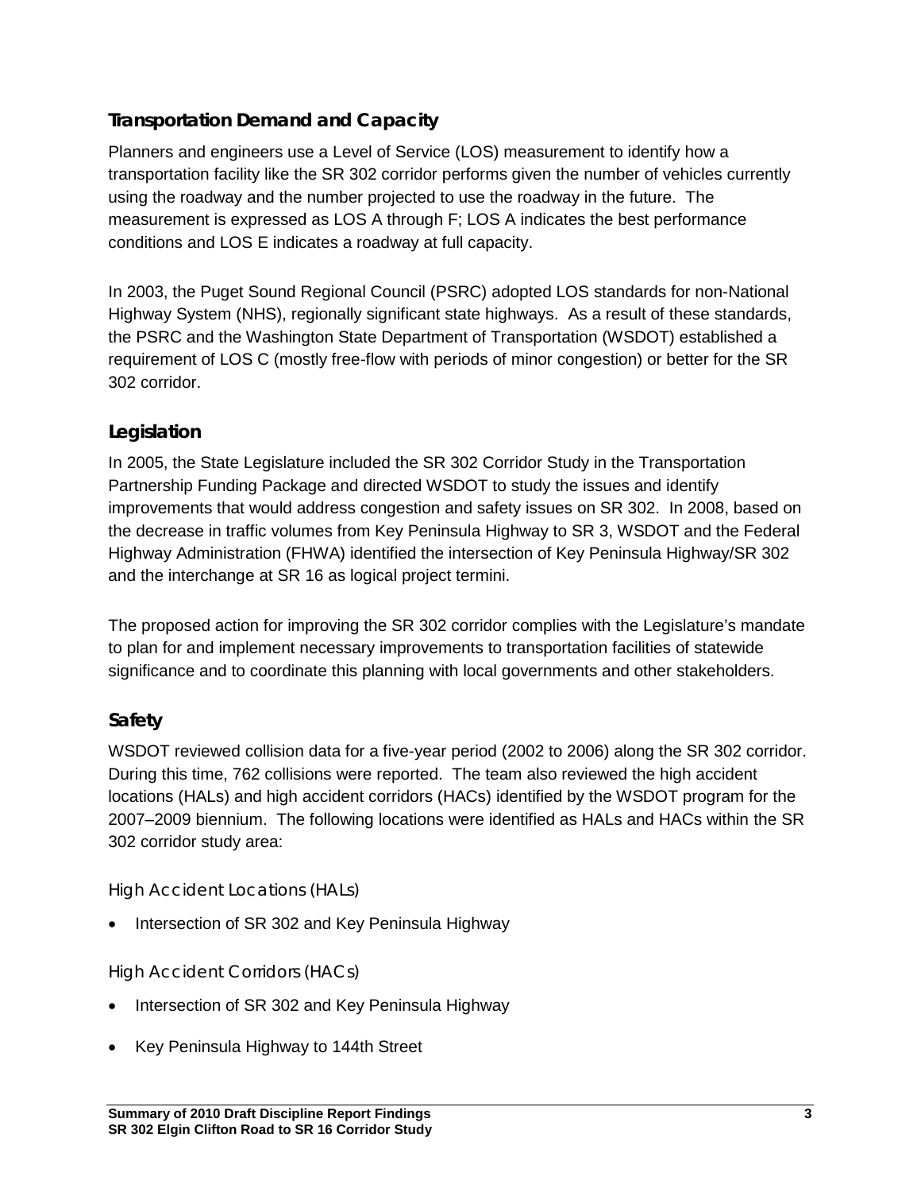## Transportation Demand and Capacity

Planners and engineers use a Level of Service (LOS) measurement to identify how a transportation facility like the SR 302 corridor performs given the number of vehicles currently using the roadway and the number projected to use the roadway in the future. The measurement is expressed as LOS A through F; LOS A indicates the best performance conditions and LOS E indicates a roadway at full capacity.

In 2003, the Puget Sound Regional Council (PSRC) adopted LOS standards for non-National Highway System (NHS), regionally significant state highways. As a result of these standards, the PSRC and the Washington State Department of Transportation (WSDOT) established a requirement of LOS C (mostly free-flow with periods of minor congestion) or better for the SR 302 corridor.

## Legislation

In 2005, the State Legislature included the SR 302 Corridor Study in the Transportation Partnership Funding Package and directed WSDOT to study the issues and identify improvements that would address congestion and safety issues on SR 302. In 2008, based on the decrease in traffic volumes from Key Peninsula Highway to SR 3, WSDOT and the Federal Highway Administration (FHWA) identified the intersection of Key Peninsula Highway/SR 302 and the interchange at SR 16 as logical project termini.

The proposed action for improving the SR 302 corridor complies with the Legislature's mandate to plan for and implement necessary improvements to transportation facilities of statewide significance and to coordinate this planning with local governments and other stakeholders.

## Safety

WSDOT reviewed collision data for a five-year period (2002 to 2006) along the SR 302 corridor. During this time, 762 collisions were reported. The team also reviewed the high accident locations (HALs) and high accident corridors (HACs) identified by the WSDOT program for the 2007–2009 biennium. The following locations were identified as HALs and HACs within the SR 302 corridor study area:

### High Accident Locations (HALs)

- Intersection of SR 302 and Key Peninsula Highway

### High Accident Corridors (HACs)

- Intersection of SR 302 and Key Peninsula Highway
- Key Peninsula Highway to 144th Street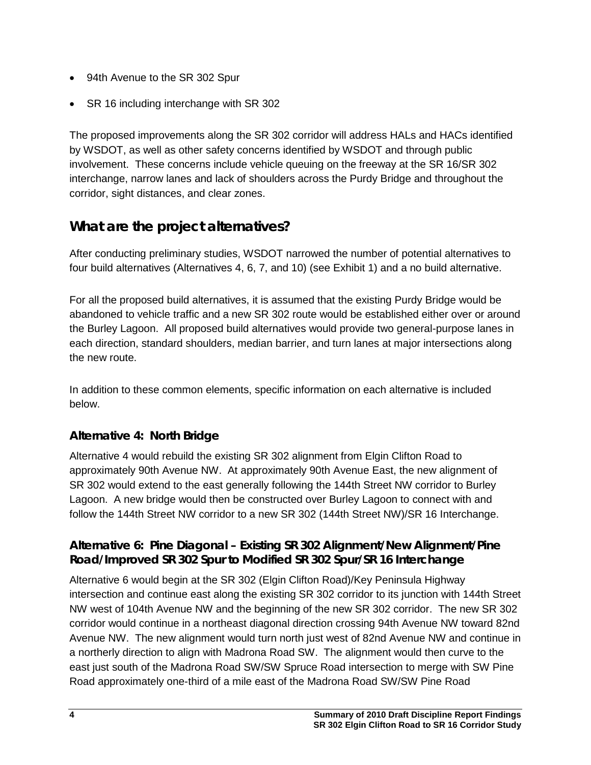- 94th Avenue to the SR 302 Spur
- SR 16 including interchange with SR 302

The proposed improvements along the SR 302 corridor will address HALs and HACs identified by WSDOT, as well as other safety concerns identified by WSDOT and through public involvement. These concerns include vehicle queuing on the freeway at the SR 16/SR 302 interchange, narrow lanes and lack of shoulders across the Purdy Bridge and throughout the corridor, sight distances, and clear zones.

## What are the project alternatives?

After conducting preliminary studies, WSDOT narrowed the number of potential alternatives to four build alternatives (Alternatives 4, 6, 7, and 10) (see Exhibit 1) and a no build alternative.

For all the proposed build alternatives, it is assumed that the existing Purdy Bridge would be abandoned to vehicle traffic and a new SR 302 route would be established either over or around the Burley Lagoon. All proposed build alternatives would provide two general-purpose lanes in each direction, standard shoulders, median barrier, and turn lanes at major intersections along the new route.

In addition to these common elements, specific information on each alternative is included below.

### Alternative 4: North Bridge

Alternative 4 would rebuild the existing SR 302 alignment from Elgin Clifton Road to approximately 90th Avenue NW. At approximately 90th Avenue East, the new alignment of SR 302 would extend to the east generally following the 144th Street NW corridor to Burley Lagoon. A new bridge would then be constructed over Burley Lagoon to connect with and follow the 144th Street NW corridor to a new SR 302 (144th Street NW)/SR 16 Interchange.

### Alternative 6: Pine Diagonal – Existing SR 302 Alignment/New Alignment/Pine Road/Improved SR 302 Spur to Modified SR 302 Spur/SR 16 Interchange

Alternative 6 would begin at the SR 302 (Elgin Clifton Road)/Key Peninsula Highway intersection and continue east along the existing SR 302 corridor to its junction with 144th Street NW west of 104th Avenue NW and the beginning of the new SR 302 corridor. The new SR 302 corridor would continue in a northeast diagonal direction crossing 94th Avenue NW toward 82nd Avenue NW. The new alignment would turn north just west of 82nd Avenue NW and continue in a northerly direction to align with Madrona Road SW. The alignment would then curve to the east just south of the Madrona Road SW/SW Spruce Road intersection to merge with SW Pine Road approximately one-third of a mile east of the Madrona Road SW/SW Pine Road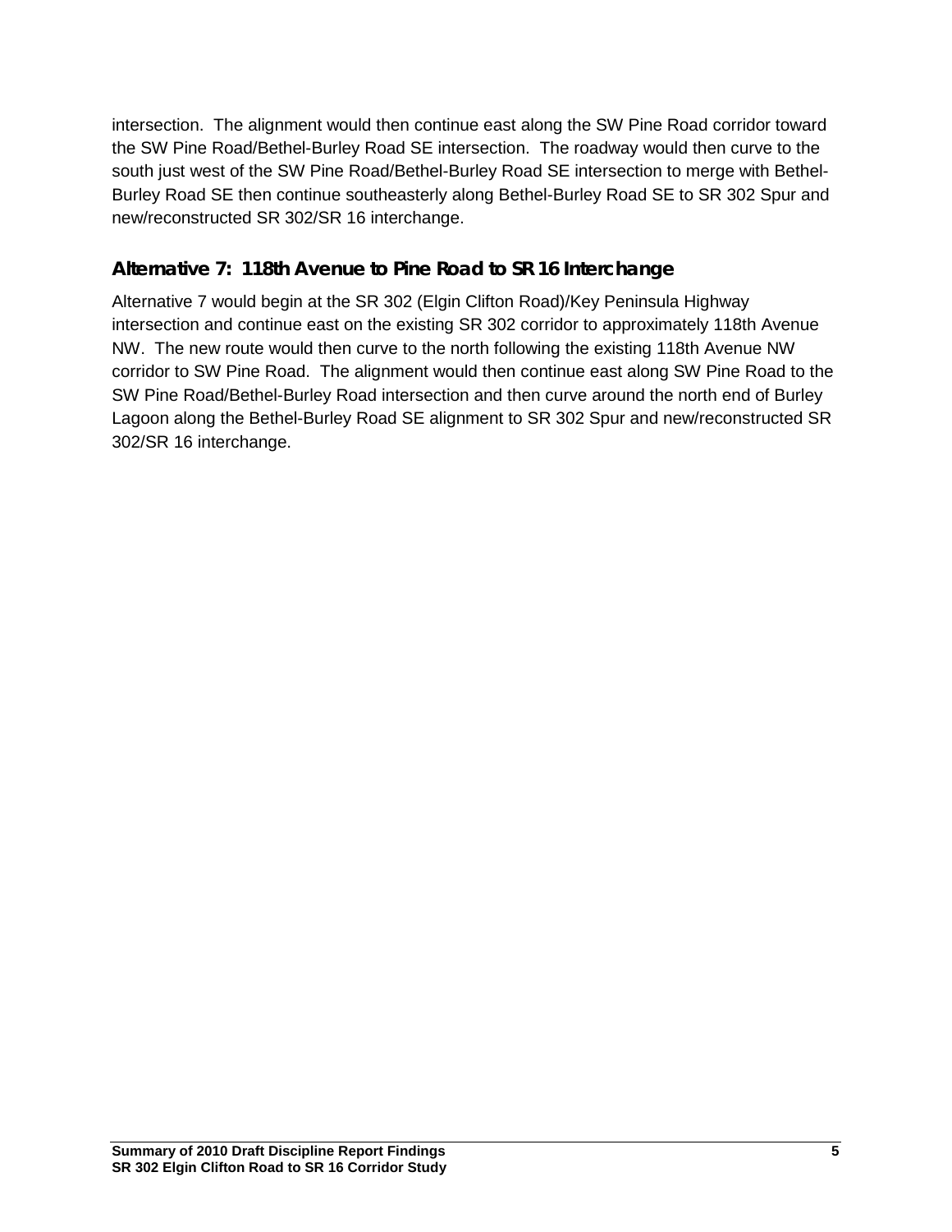intersection. The alignment would then continue east along the SW Pine Road corridor toward the SW Pine Road/Bethel-Burley Road SE intersection. The roadway would then curve to the south just west of the SW Pine Road/Bethel-Burley Road SE intersection to merge with Bethel-Burley Road SE then continue southeasterly along Bethel-Burley Road SE to SR 302 Spur and new/reconstructed SR 302/SR 16 interchange.

### Alternative 7: 118th Avenue to Pine Road to SR 16 Interchange

Alternative 7 would begin at the SR 302 (Elgin Clifton Road)/Key Peninsula Highway intersection and continue east on the existing SR 302 corridor to approximately 118th Avenue NW. The new route would then curve to the north following the existing 118th Avenue NW corridor to SW Pine Road. The alignment would then continue east along SW Pine Road to the SW Pine Road/Bethel-Burley Road intersection and then curve around the north end of Burley Lagoon along the Bethel-Burley Road SE alignment to SR 302 Spur and new/reconstructed SR 302/SR 16 interchange.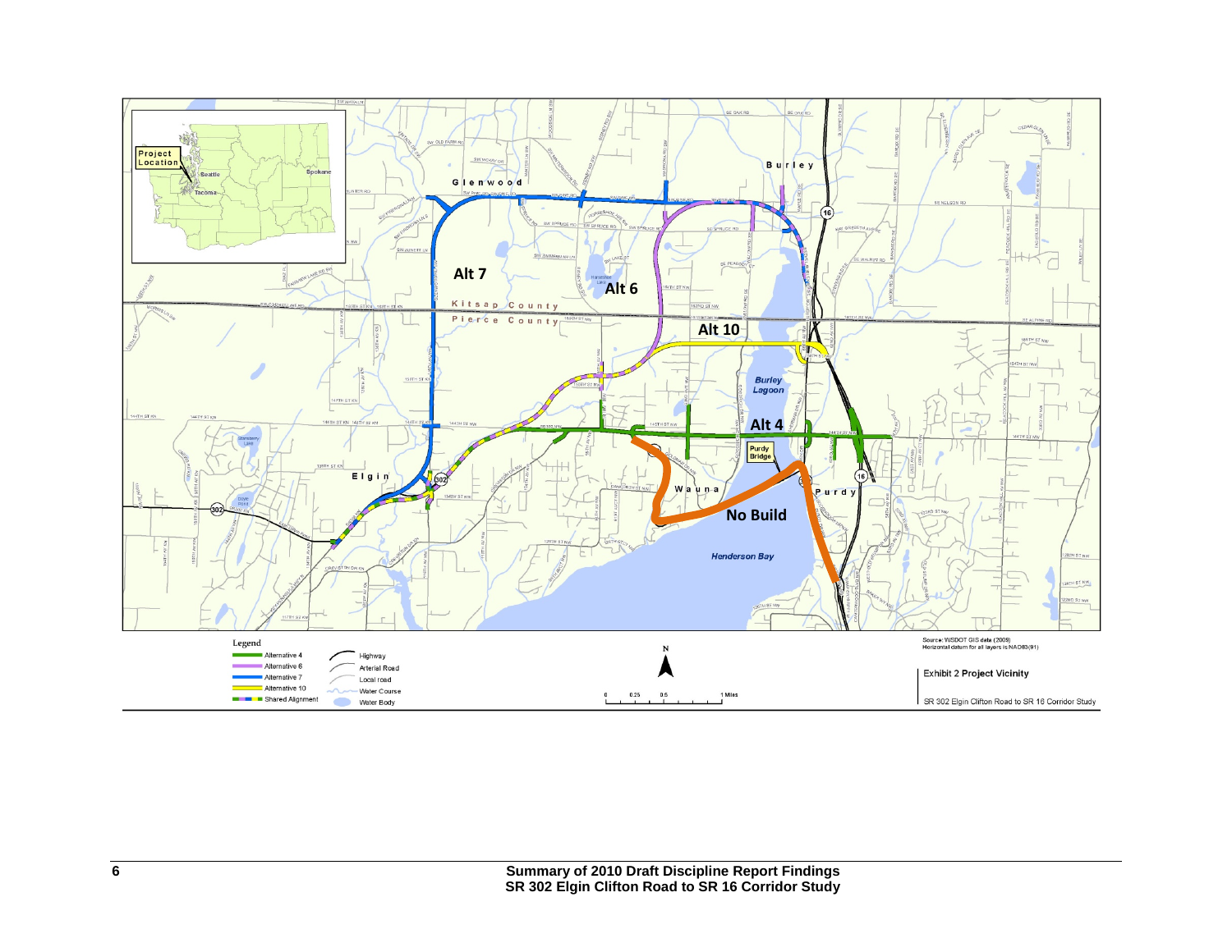Exhibit 2 Project Vicinity

SR 302 Elgin Clifton Road to SR 16 Corridor Study

Source: WSDOT GIS data (2009)
Horizontal datum for all layers is NAD83(91)

Legend

- Alternative 4
- Alternative 6
- Alternative 7
- Alternative 10
- Shared Alignment
- Highway
- Arterial Road
- Local road
- Water Course
- Water Body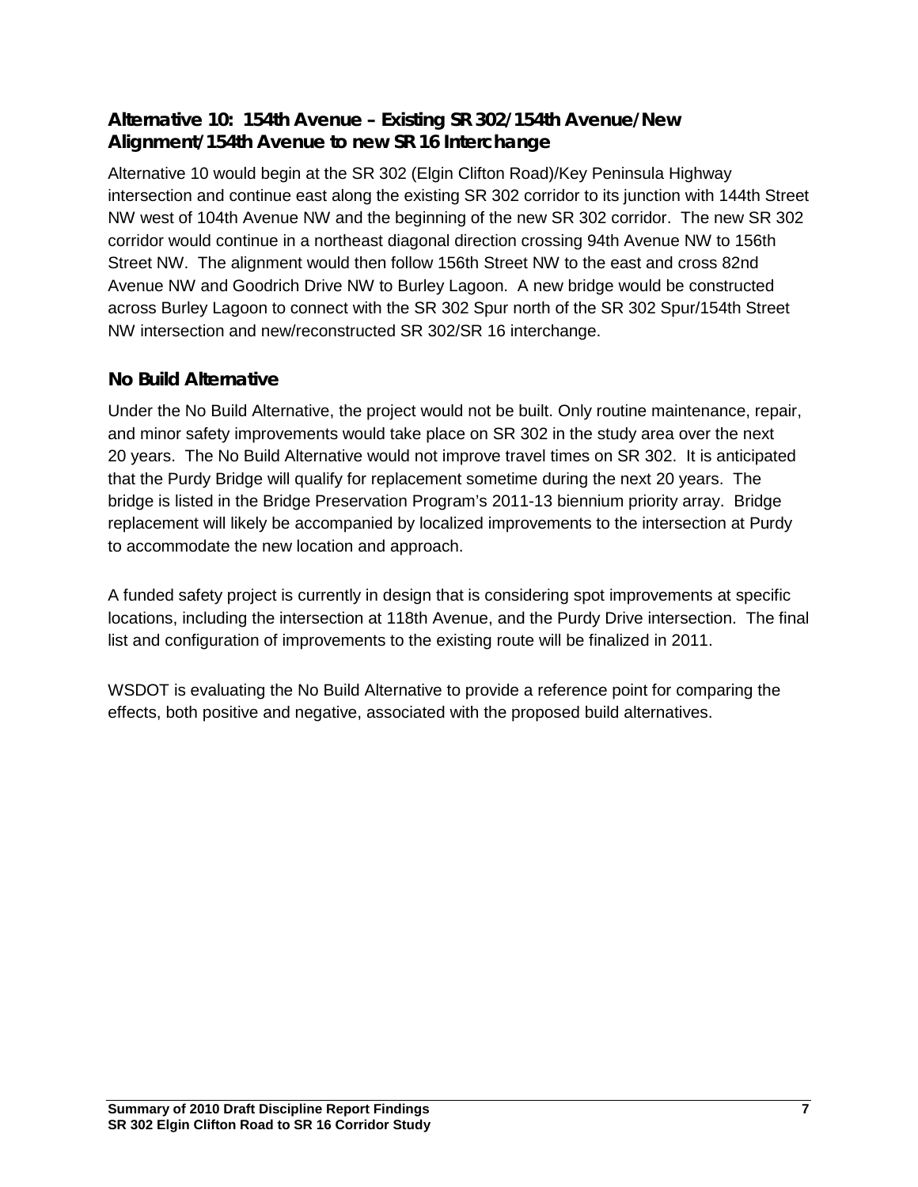### Alternative 10: 154th Avenue – Existing SR 302/154th Avenue/New Alignment/154th Avenue to new SR 16 Interchange

Alternative 10 would begin at the SR 302 (Elgin Clifton Road)/Key Peninsula Highway intersection and continue east along the existing SR 302 corridor to its junction with 144th Street NW west of 104th Avenue NW and the beginning of the new SR 302 corridor. The new SR 302 corridor would continue in a northeast diagonal direction crossing 94th Avenue NW to 156th Street NW. The alignment would then follow 156th Street NW to the east and cross 82nd Avenue NW and Goodrich Drive NW to Burley Lagoon. A new bridge would be constructed across Burley Lagoon to connect with the SR 302 Spur north of the SR 302 Spur/154th Street NW intersection and new/reconstructed SR 302/SR 16 interchange.

### No Build Alternative

Under the No Build Alternative, the project would not be built. Only routine maintenance, repair, and minor safety improvements would take place on SR 302 in the study area over the next 20 years. The No Build Alternative would not improve travel times on SR 302. It is anticipated that the Purdy Bridge will qualify for replacement sometime during the next 20 years. The bridge is listed in the Bridge Preservation Program's 2011-13 biennium priority array. Bridge replacement will likely be accompanied by localized improvements to the intersection at Purdy to accommodate the new location and approach.

A funded safety project is currently in design that is considering spot improvements at specific locations, including the intersection at 118th Avenue, and the Purdy Drive intersection. The final list and configuration of improvements to the existing route will be finalized in 2011.

WSDOT is evaluating the No Build Alternative to provide a reference point for comparing the effects, both positive and negative, associated with the proposed build alternatives.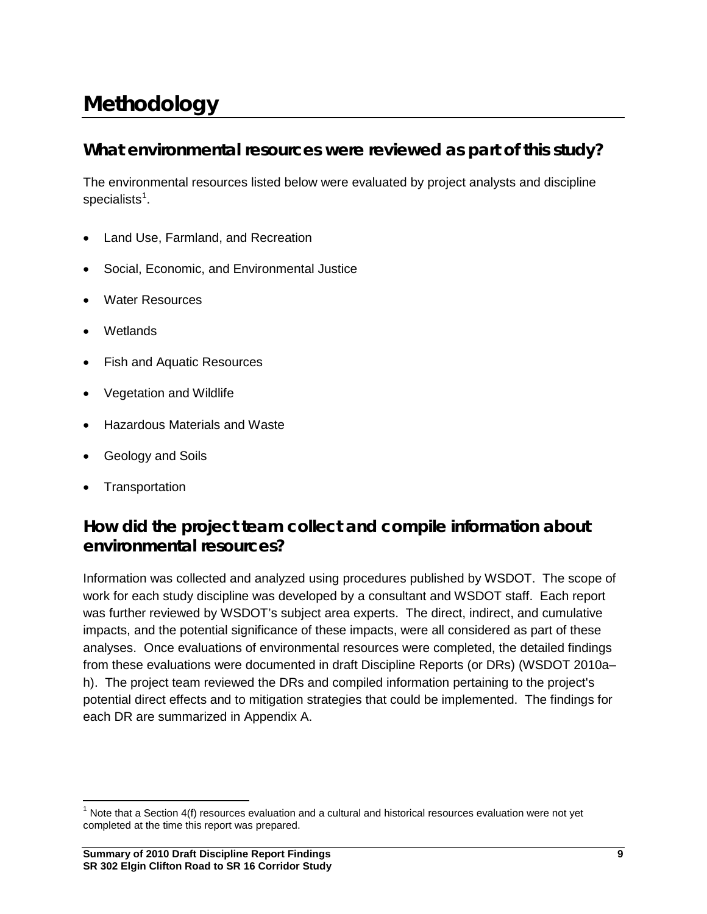# Methodology

## What environmental resources were reviewed as part of this study?

The environmental resources listed below were evaluated by project analysts and discipline specialists[1].

- Land Use, Farmland, and Recreation
- Social, Economic, and Environmental Justice
- Water Resources
- Wetlands
- Fish and Aquatic Resources
- Vegetation and Wildlife
- Hazardous Materials and Waste
- Geology and Soils
- Transportation

## How did the project team collect and compile information about environmental resources?

Information was collected and analyzed using procedures published by WSDOT. The scope of work for each study discipline was developed by a consultant and WSDOT staff. Each report was further reviewed by WSDOT's subject area experts. The direct, indirect, and cumulative impacts, and the potential significance of these impacts, were all considered as part of these analyses. Once evaluations of environmental resources were completed, the detailed findings from these evaluations were documented in draft Discipline Reports (or DRs) (WSDOT 2010a–h). The project team reviewed the DRs and compiled information pertaining to the project's potential direct effects and to mitigation strategies that could be implemented. The findings for each DR are summarized in Appendix A.

[1] Note that a Section 4(f) resources evaluation and a cultural and historical resources evaluation were not yet completed at the time this report was prepared.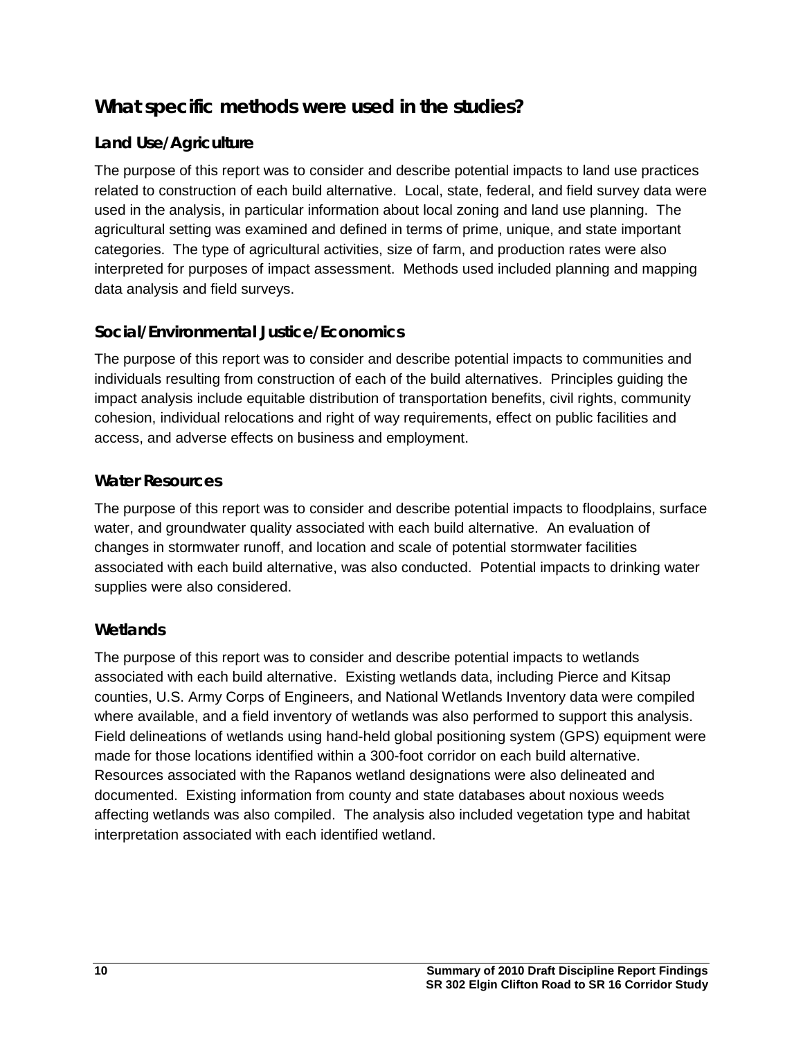## What specific methods were used in the studies?

### Land Use/Agriculture

The purpose of this report was to consider and describe potential impacts to land use practices related to construction of each build alternative. Local, state, federal, and field survey data were used in the analysis, in particular information about local zoning and land use planning. The agricultural setting was examined and defined in terms of prime, unique, and state important categories. The type of agricultural activities, size of farm, and production rates were also interpreted for purposes of impact assessment. Methods used included planning and mapping data analysis and field surveys.

### Social/Environmental Justice/Economics

The purpose of this report was to consider and describe potential impacts to communities and individuals resulting from construction of each of the build alternatives. Principles guiding the impact analysis include equitable distribution of transportation benefits, civil rights, community cohesion, individual relocations and right of way requirements, effect on public facilities and access, and adverse effects on business and employment.

### Water Resources

The purpose of this report was to consider and describe potential impacts to floodplains, surface water, and groundwater quality associated with each build alternative. An evaluation of changes in stormwater runoff, and location and scale of potential stormwater facilities associated with each build alternative, was also conducted. Potential impacts to drinking water supplies were also considered.

### Wetlands

The purpose of this report was to consider and describe potential impacts to wetlands associated with each build alternative. Existing wetlands data, including Pierce and Kitsap counties, U.S. Army Corps of Engineers, and National Wetlands Inventory data were compiled where available, and a field inventory of wetlands was also performed to support this analysis. Field delineations of wetlands using hand-held global positioning system (GPS) equipment were made for those locations identified within a 300-foot corridor on each build alternative. Resources associated with the Rapanos wetland designations were also delineated and documented. Existing information from county and state databases about noxious weeds affecting wetlands was also compiled. The analysis also included vegetation type and habitat interpretation associated with each identified wetland.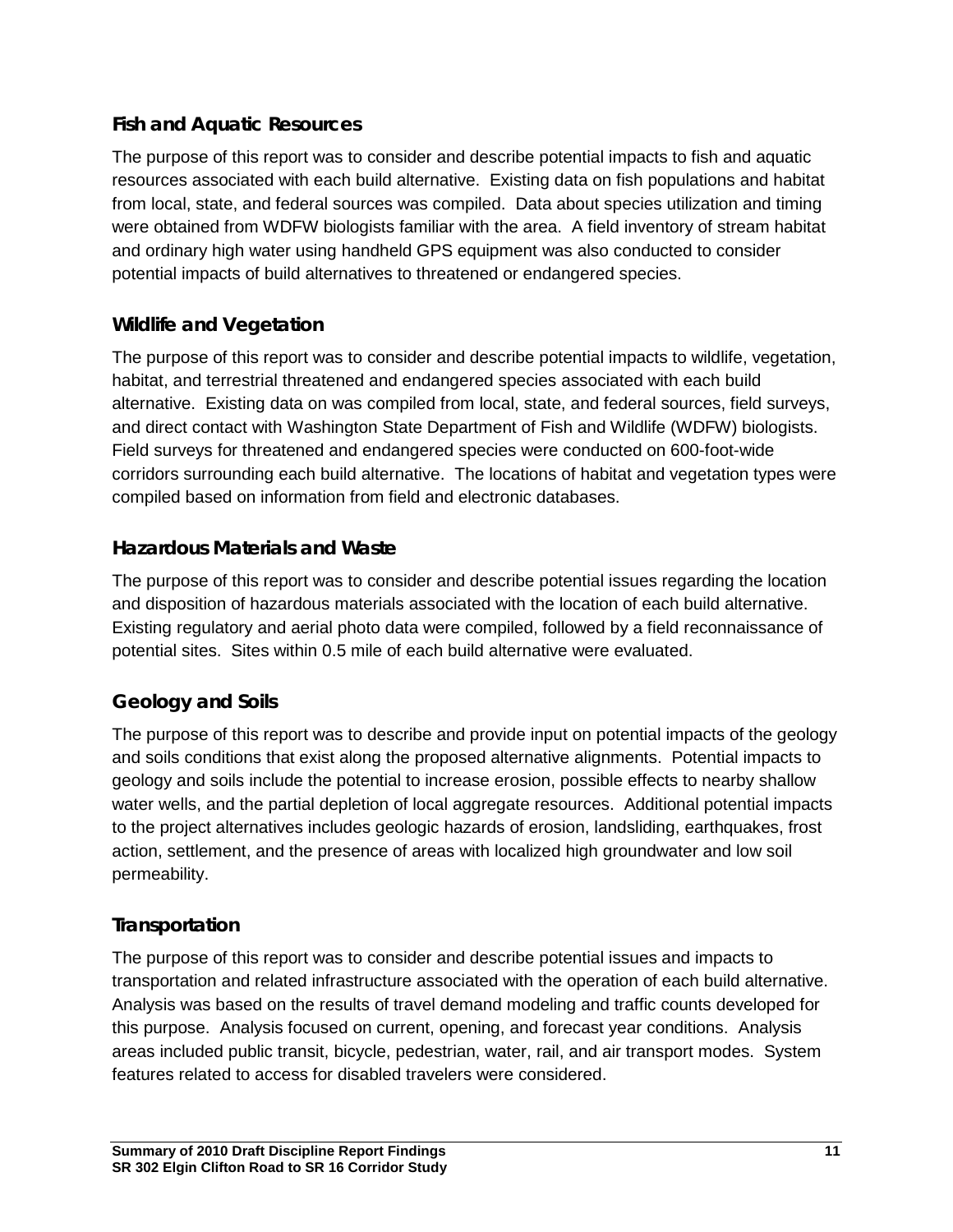### Fish and Aquatic Resources

The purpose of this report was to consider and describe potential impacts to fish and aquatic resources associated with each build alternative. Existing data on fish populations and habitat from local, state, and federal sources was compiled. Data about species utilization and timing were obtained from WDFW biologists familiar with the area. A field inventory of stream habitat and ordinary high water using handheld GPS equipment was also conducted to consider potential impacts of build alternatives to threatened or endangered species.

### Wildlife and Vegetation

The purpose of this report was to consider and describe potential impacts to wildlife, vegetation, habitat, and terrestrial threatened and endangered species associated with each build alternative. Existing data on was compiled from local, state, and federal sources, field surveys, and direct contact with Washington State Department of Fish and Wildlife (WDFW) biologists. Field surveys for threatened and endangered species were conducted on 600-foot-wide corridors surrounding each build alternative. The locations of habitat and vegetation types were compiled based on information from field and electronic databases.

### Hazardous Materials and Waste

The purpose of this report was to consider and describe potential issues regarding the location and disposition of hazardous materials associated with the location of each build alternative. Existing regulatory and aerial photo data were compiled, followed by a field reconnaissance of potential sites. Sites within 0.5 mile of each build alternative were evaluated.

### Geology and Soils

The purpose of this report was to describe and provide input on potential impacts of the geology and soils conditions that exist along the proposed alternative alignments. Potential impacts to geology and soils include the potential to increase erosion, possible effects to nearby shallow water wells, and the partial depletion of local aggregate resources. Additional potential impacts to the project alternatives includes geologic hazards of erosion, landsliding, earthquakes, frost action, settlement, and the presence of areas with localized high groundwater and low soil permeability.

### Transportation

The purpose of this report was to consider and describe potential issues and impacts to transportation and related infrastructure associated with the operation of each build alternative. Analysis was based on the results of travel demand modeling and traffic counts developed for this purpose. Analysis focused on current, opening, and forecast year conditions. Analysis areas included public transit, bicycle, pedestrian, water, rail, and air transport modes. System features related to access for disabled travelers were considered.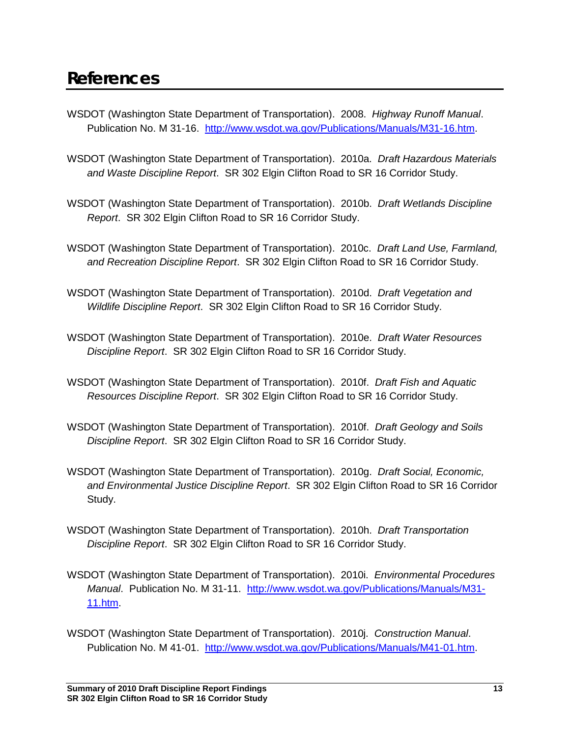# References

WSDOT (Washington State Department of Transportation). 2008. *Highway Runoff Manual*. Publication No. M 31-16. http://www.wsdot.wa.gov/Publications/Manuals/M31-16.htm.

WSDOT (Washington State Department of Transportation). 2010a. *Draft Hazardous Materials and Waste Discipline Report*. SR 302 Elgin Clifton Road to SR 16 Corridor Study.

WSDOT (Washington State Department of Transportation). 2010b. *Draft Wetlands Discipline Report*. SR 302 Elgin Clifton Road to SR 16 Corridor Study.

WSDOT (Washington State Department of Transportation). 2010c. *Draft Land Use, Farmland, and Recreation Discipline Report*. SR 302 Elgin Clifton Road to SR 16 Corridor Study.

WSDOT (Washington State Department of Transportation). 2010d. *Draft Vegetation and Wildlife Discipline Report*. SR 302 Elgin Clifton Road to SR 16 Corridor Study.

WSDOT (Washington State Department of Transportation). 2010e. *Draft Water Resources Discipline Report*. SR 302 Elgin Clifton Road to SR 16 Corridor Study.

WSDOT (Washington State Department of Transportation). 2010f. *Draft Fish and Aquatic Resources Discipline Report*. SR 302 Elgin Clifton Road to SR 16 Corridor Study.

WSDOT (Washington State Department of Transportation). 2010f. *Draft Geology and Soils Discipline Report*. SR 302 Elgin Clifton Road to SR 16 Corridor Study.

WSDOT (Washington State Department of Transportation). 2010g. *Draft Social, Economic, and Environmental Justice Discipline Report*. SR 302 Elgin Clifton Road to SR 16 Corridor Study.

WSDOT (Washington State Department of Transportation). 2010h. *Draft Transportation Discipline Report*. SR 302 Elgin Clifton Road to SR 16 Corridor Study.

WSDOT (Washington State Department of Transportation). 2010i. *Environmental Procedures Manual*. Publication No. M 31-11. http://www.wsdot.wa.gov/Publications/Manuals/M31-11.htm.

WSDOT (Washington State Department of Transportation). 2010j. *Construction Manual*. Publication No. M 41-01. http://www.wsdot.wa.gov/Publications/Manuals/M41-01.htm.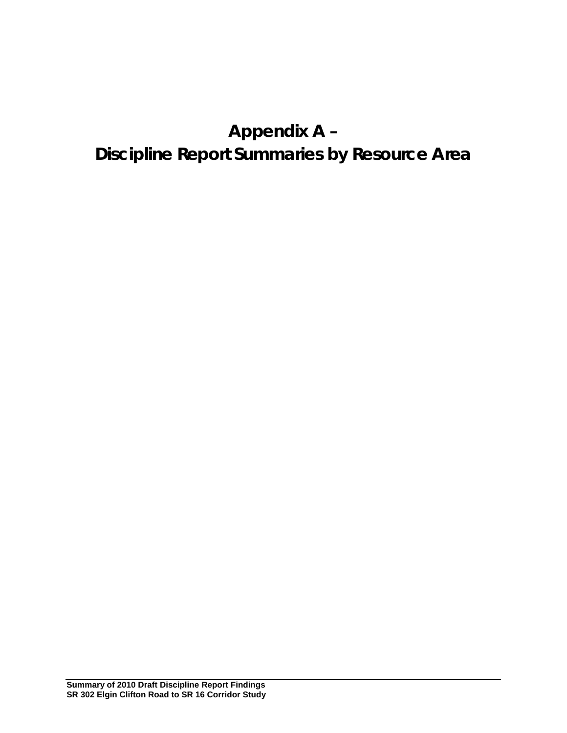# Appendix A –
# Discipline Report Summaries by Resource Area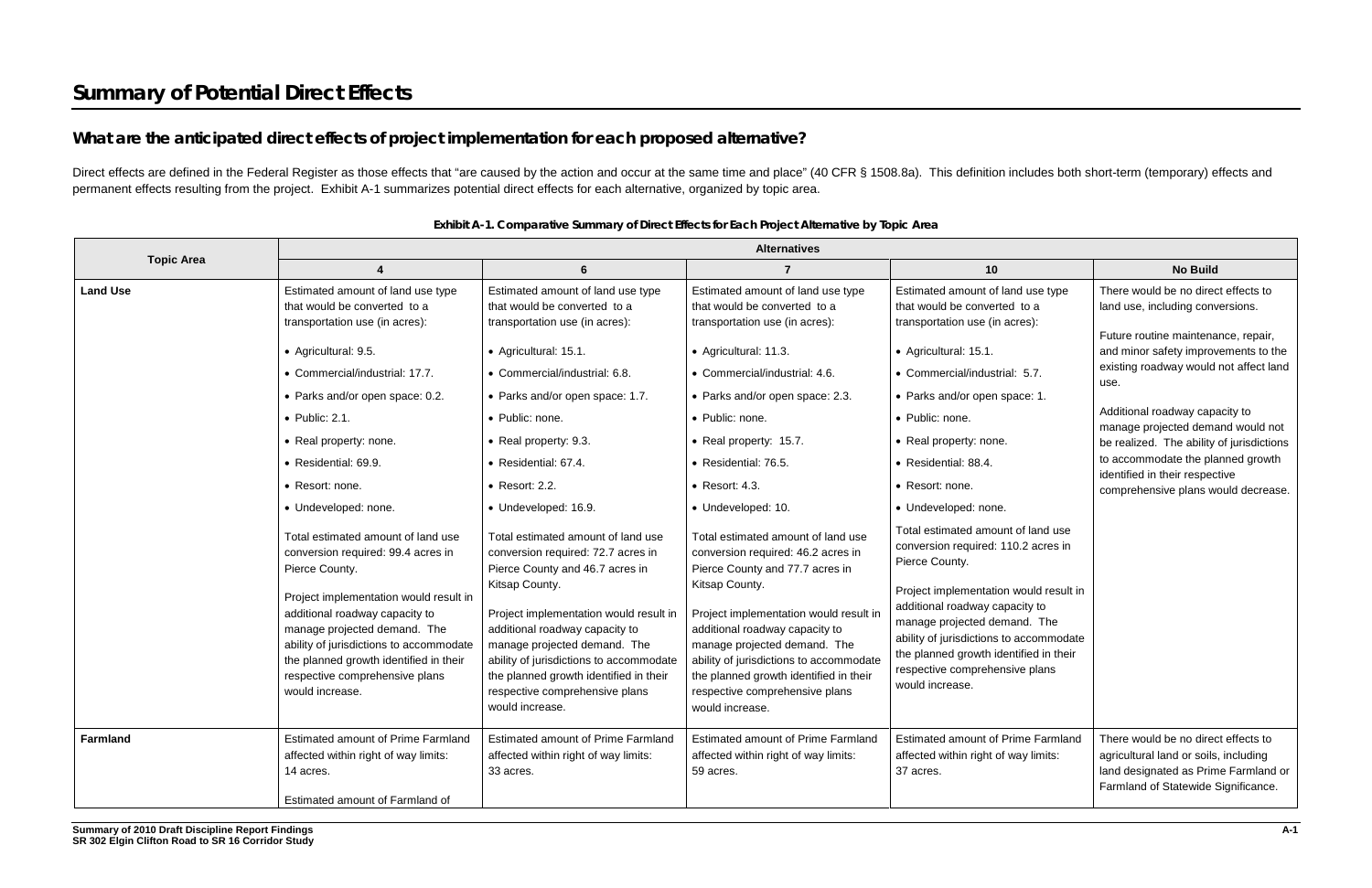# Summary of Potential Direct Effects

## What are the anticipated direct effects of project implementation for each proposed alternative?

Direct effects are defined in the Federal Register as those effects that "are caused by the action and occur at the same time and place" (40 CFR § 1508.8a). This definition includes both short-term (temporary) effects and permanent effects resulting from the project. Exhibit A-1 summarizes potential direct effects for each alternative, organized by topic area.

**Exhibit A-1. Comparative Summary of Direct Effects for Each Project Alternative by Topic Area**

| Topic Area | Alternatives | | | | |
|---|---|---|---|---|---|
| | **4** | **6** | **7** | **10** | **No Build** |
| **Land Use** | Estimated amount of land use type that would be converted to a transportation use (in acres):<br>• Agricultural: 9.5.<br>• Commercial/industrial: 17.7.<br>• Parks and/or open space: 0.2.<br>• Public: 2.1.<br>• Real property: none.<br>• Residential: 69.9.<br>• Resort: none.<br>• Undeveloped: none.<br><br>Total estimated amount of land use conversion required: 99.4 acres in Pierce County.<br><br>Project implementation would result in additional roadway capacity to manage projected demand. The ability of jurisdictions to accommodate the planned growth identified in their respective comprehensive plans would increase. | Estimated amount of land use type that would be converted to a transportation use (in acres):<br>• Agricultural: 15.1.<br>• Commercial/industrial: 6.8.<br>• Parks and/or open space: 1.7.<br>• Public: none.<br>• Real property: 9.3.<br>• Residential: 67.4.<br>• Resort: 2.2.<br>• Undeveloped: 16.9.<br><br>Total estimated amount of land use conversion required: 72.7 acres in Pierce County and 46.7 acres in Kitsap County.<br><br>Project implementation would result in additional roadway capacity to manage projected demand. The ability of jurisdictions to accommodate the planned growth identified in their respective comprehensive plans would increase. | Estimated amount of land use type that would be converted to a transportation use (in acres):<br>• Agricultural: 11.3.<br>• Commercial/industrial: 4.6.<br>• Parks and/or open space: 2.3.<br>• Public: none.<br>• Real property: 15.7.<br>• Residential: 76.5.<br>• Resort: 4.3.<br>• Undeveloped: 10.<br><br>Total estimated amount of land use conversion required: 46.2 acres in Pierce County and 77.7 acres in Kitsap County.<br><br>Project implementation would result in additional roadway capacity to manage projected demand. The ability of jurisdictions to accommodate the planned growth identified in their respective comprehensive plans would increase. | Estimated amount of land use type that would be converted to a transportation use (in acres):<br>• Agricultural: 15.1.<br>• Commercial/industrial: 5.7.<br>• Parks and/or open space: 1.<br>• Public: none.<br>• Real property: none.<br>• Residential: 88.4.<br>• Resort: none.<br>• Undeveloped: none.<br><br>Total estimated amount of land use conversion required: 110.2 acres in Pierce County.<br><br>Project implementation would result in additional roadway capacity to manage projected demand. The ability of jurisdictions to accommodate the planned growth identified in their respective comprehensive plans would increase. | There would be no direct effects to land use, including conversions.<br><br>Future routine maintenance, repair, and minor safety improvements to the existing roadway would not affect land use.<br><br>Additional roadway capacity to manage projected demand would not be realized. The ability of jurisdictions to accommodate the planned growth identified in their respective comprehensive plans would decrease. |
| **Farmland** | Estimated amount of Prime Farmland affected within right of way limits: 14 acres.<br><br>Estimated amount of Farmland of | Estimated amount of Prime Farmland affected within right of way limits: 33 acres. | Estimated amount of Prime Farmland affected within right of way limits: 59 acres. | Estimated amount of Prime Farmland affected within right of way limits: 37 acres. | There would be no direct effects to agricultural land or soils, including land designated as Prime Farmland or Farmland of Statewide Significance. |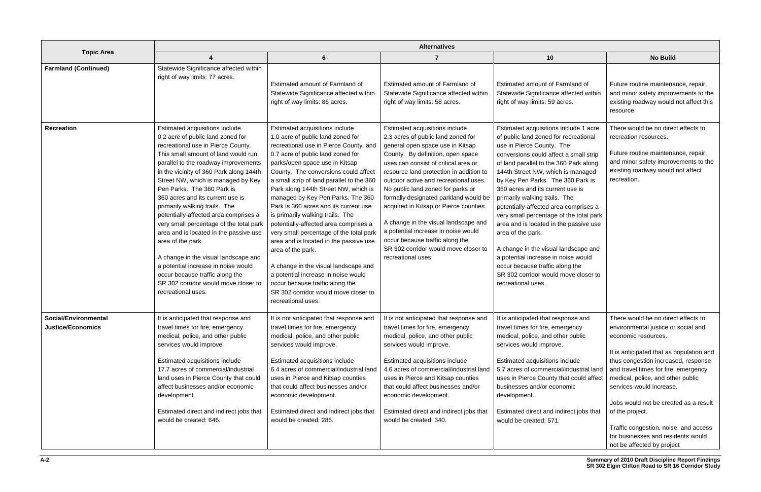| Topic Area | Alternatives | | | | |
|---|---|---|---|---|---|
| | 4 | 6 | 7 | 10 | No Build |
| **Farmland (Continued)** | Statewide Significance affected within right of way limits: 77 acres. | Estimated amount of Farmland of Statewide Significance affected within right of way limits: 86 acres. | Estimated amount of Farmland of Statewide Significance affected within right of way limits: 58 acres. | Estimated amount of Farmland of Statewide Significance affected within right of way limits: 59 acres. | Future routine maintenance, repair, and minor safety improvements to the existing roadway would not affect this resource. |
| **Recreation** | Estimated acquisitions include 0.2 acre of public land zoned for recreational use in Pierce County. This small amount of land would run parallel to the roadway improvements in the vicinity of 360 Park along 144th Street NW, which is managed by Key Pen Parks. The 360 Park is 360 acres and its current use is primarily walking trails. The potentially-affected area comprises a very small percentage of the total park area and is located in the passive use area of the park.<br><br>A change in the visual landscape and a potential increase in noise would occur because traffic along the SR 302 corridor would move closer to recreational uses. | Estimated acquisitions include 1.0 acre of public land zoned for recreational use in Pierce County, and 0.7 acre of public land zoned for parks/open space use in Kitsap County. The conversions could affect a small strip of land parallel to the 360 Park along 144th Street NW, which is managed by Key Pen Parks. The 360 Park is 360 acres and its current use is primarily walking trails. The potentially-affected area comprises a very small percentage of the total park area and is located in the passive use area of the park.<br><br>A change in the visual landscape and a potential increase in noise would occur because traffic along the SR 302 corridor would move closer to recreational uses. | Estimated acquisitions include 2.3 acres of public land zoned for general open space use in Kitsap County. By definition, open space uses can consist of critical area or resource land protection in addition to outdoor active and recreational uses. No public land zoned for parks or formally designated parkland would be acquired in Kitsap or Pierce counties.<br><br>A change in the visual landscape and a potential increase in noise would occur because traffic along the SR 302 corridor would move closer to recreational uses. | Estimated acquisitions include 1 acre of public land zoned for recreational use in Pierce County. The conversions could affect a small strip of land parallel to the 360 Park along 144th Street NW, which is managed by Key Pen Parks. The 360 Park is 360 acres and its current use is primarily walking trails. The potentially-affected area comprises a very small percentage of the total park area and is located in the passive use area of the park.<br><br>A change in the visual landscape and a potential increase in noise would occur because traffic along the SR 302 corridor would move closer to recreational uses. | There would be no direct effects to recreation resources.<br><br>Future routine maintenance, repair, and minor safety improvements to the existing roadway would not affect recreation. |
| **Social/Environmental Justice/Economics** | It is anticipated that response and travel times for fire, emergency medical, police, and other public services would improve.<br><br>Estimated acquisitions include 17.7 acres of commercial/industrial land uses in Pierce County that could affect businesses and/or economic development.<br><br>Estimated direct and indirect jobs that would be created: 646. | It is not anticipated that response and travel times for fire, emergency medical, police, and other public services would improve.<br><br>Estimated acquisitions include 6.4 acres of commercial/industrial land uses in Pierce and Kitsap counties that could affect businesses and/or economic development.<br><br>Estimated direct and indirect jobs that would be created: 286. | It is not anticipated that response and travel times for fire, emergency medical, police, and other public services would improve.<br><br>Estimated acquisitions include 4.6 acres of commercial/industrial land uses in Pierce and Kitsap counties that could affect businesses and/or economic development.<br><br>Estimated direct and indirect jobs that would be created: 340. | It is anticipated that response and travel times for fire, emergency medical, police, and other public services would improve.<br><br>Estimated acquisitions include 5.7 acres of commercial/industrial land uses in Pierce County that could affect businesses and/or economic development.<br><br>Estimated direct and indirect jobs that would be created: 571. | There would be no direct effects to environmental justice or social and economic resources.<br><br>It is anticipated that as population and thus congestion increased, response and travel times for fire, emergency medical, police, and other public services would increase.<br><br>Jobs would not be created as a result of the project.<br><br>Traffic congestion, noise, and access for businesses and residents would not be affected by project |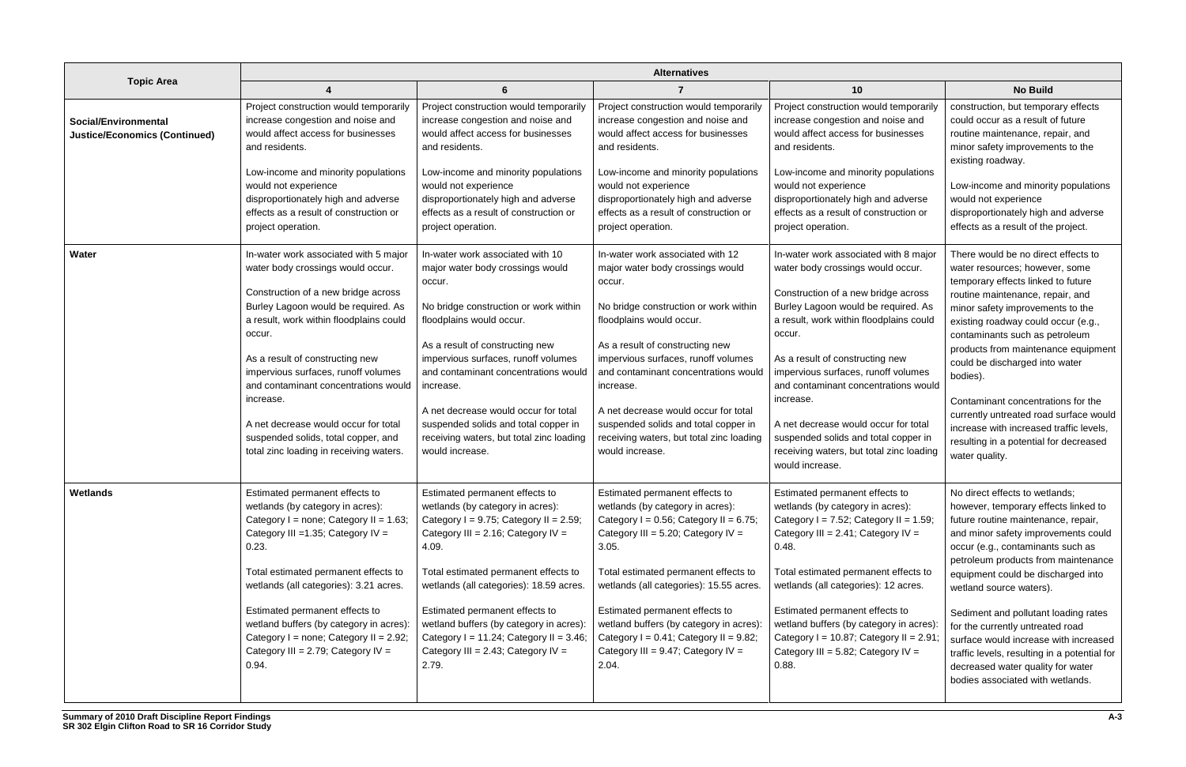| Topic Area | Alternatives | | | | |
|---|---|---|---|---|---|
| | **4** | **6** | **7** | **10** | **No Build** |
| **Social/Environmental Justice/Economics (Continued)** | Project construction would temporarily increase congestion and noise and would affect access for businesses and residents.<br><br>Low-income and minority populations would not experience disproportionately high and adverse effects as a result of construction or project operation. | Project construction would temporarily increase congestion and noise and would affect access for businesses and residents.<br><br>Low-income and minority populations would not experience disproportionately high and adverse effects as a result of construction or project operation. | Project construction would temporarily increase congestion and noise and would affect access for businesses and residents.<br><br>Low-income and minority populations would not experience disproportionately high and adverse effects as a result of construction or project operation. | Project construction would temporarily increase congestion and noise and would affect access for businesses and residents.<br><br>Low-income and minority populations would not experience disproportionately high and adverse effects as a result of construction or project operation. | construction, but temporary effects could occur as a result of future routine maintenance, repair, and minor safety improvements to the existing roadway.<br><br>Low-income and minority populations would not experience disproportionately high and adverse effects as a result of the project. |
| **Water** | In-water work associated with 5 major water body crossings would occur.<br><br>Construction of a new bridge across Burley Lagoon would be required. As a result, work within floodplains could occur.<br><br>As a result of constructing new impervious surfaces, runoff volumes and contaminant concentrations would increase.<br><br>A net decrease would occur for total suspended solids, total copper, and total zinc loading in receiving waters. | In-water work associated with 10 major water body crossings would occur.<br><br>No bridge construction or work within floodplains would occur.<br><br>As a result of constructing new impervious surfaces, runoff volumes and contaminant concentrations would increase.<br><br>A net decrease would occur for total suspended solids and total copper in receiving waters, but total zinc loading would increase. | In-water work associated with 12 major water body crossings would occur.<br><br>No bridge construction or work within floodplains would occur.<br><br>As a result of constructing new impervious surfaces, runoff volumes and contaminant concentrations would increase.<br><br>A net decrease would occur for total suspended solids and total copper in receiving waters, but total zinc loading would increase. | In-water work associated with 8 major water body crossings would occur.<br><br>Construction of a new bridge across Burley Lagoon would be required. As a result, work within floodplains could occur.<br><br>As a result of constructing new impervious surfaces, runoff volumes and contaminant concentrations would increase.<br><br>A net decrease would occur for total suspended solids and total copper in receiving waters, but total zinc loading would increase. | There would be no direct effects to water resources; however, some temporary effects linked to future routine maintenance, repair, and minor safety improvements to the existing roadway could occur (e.g., contaminants such as petroleum products from maintenance equipment could be discharged into water bodies).<br><br>Contaminant concentrations for the currently untreated road surface would increase with increased traffic levels, resulting in a potential for decreased water quality. |
| **Wetlands** | Estimated permanent effects to wetlands (by category in acres): Category I = none; Category II = 1.63; Category III =1.35; Category IV = 0.23.<br><br>Total estimated permanent effects to wetlands (all categories): 3.21 acres.<br><br>Estimated permanent effects to wetland buffers (by category in acres): Category I = none; Category II = 2.92; Category III = 2.79; Category IV = 0.94. | Estimated permanent effects to wetlands (by category in acres): Category I = 9.75; Category II = 2.59; Category III = 2.16; Category IV = 4.09.<br><br>Total estimated permanent effects to wetlands (all categories): 18.59 acres.<br><br>Estimated permanent effects to wetland buffers (by category in acres): Category I = 11.24; Category II = 3.46; Category III = 2.43; Category IV = 2.79. | Estimated permanent effects to wetlands (by category in acres): Category I = 0.56; Category II = 6.75; Category III = 5.20; Category IV = 3.05.<br><br>Total estimated permanent effects to wetlands (all categories): 15.55 acres.<br><br>Estimated permanent effects to wetland buffers (by category in acres): Category I = 0.41; Category II = 9.82; Category III = 9.47; Category IV = 2.04. | Estimated permanent effects to wetlands (by category in acres): Category I = 7.52; Category II = 1.59; Category III = 2.41; Category IV = 0.48.<br><br>Total estimated permanent effects to wetlands (all categories): 12 acres.<br><br>Estimated permanent effects to wetland buffers (by category in acres): Category I = 10.87; Category II = 2.91; Category III = 5.82; Category IV = 0.88. | No direct effects to wetlands; however, temporary effects linked to future routine maintenance, repair, and minor safety improvements could occur (e.g., contaminants such as petroleum products from maintenance equipment could be discharged into wetland source waters).<br><br>Sediment and pollutant loading rates for the currently untreated road surface would increase with increased traffic levels, resulting in a potential for decreased water quality for water bodies associated with wetlands. |

**Summary of 2010 Draft Discipline Report Findings**
**SR 302 Elgin Clifton Road to SR 16 Corridor Study**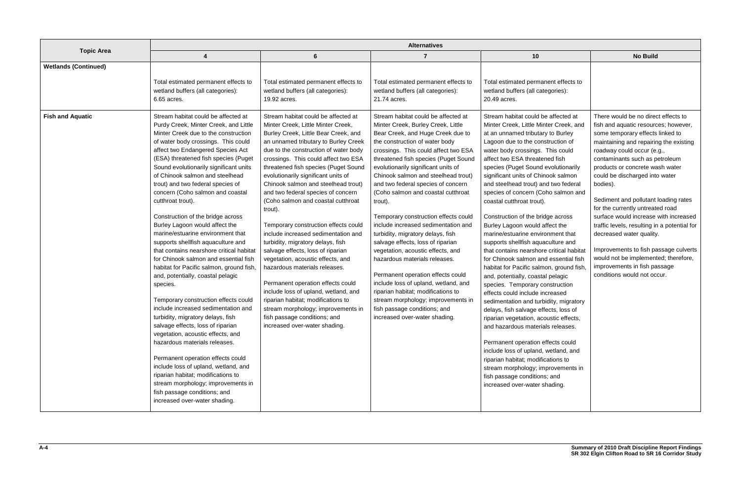| Topic Area | Alternatives | | | | |
|---|---|---|---|---|---|
| | 4 | 6 | 7 | 10 | No Build |
| **Wetlands (Continued)** | Total estimated permanent effects to wetland buffers (all categories): 6.65 acres. | Total estimated permanent effects to wetland buffers (all categories): 19.92 acres. | Total estimated permanent effects to wetland buffers (all categories): 21.74 acres. | Total estimated permanent effects to wetland buffers (all categories): 20.49 acres. | |
| **Fish and Aquatic** | Stream habitat could be affected at Purdy Creek, Minter Creek, and Little Minter Creek due to the construction of water body crossings. This could affect two Endangered Species Act (ESA) threatened fish species (Puget Sound evolutionarily significant units of Chinook salmon and steelhead trout) and two federal species of concern (Coho salmon and coastal cutthroat trout).<br><br>Construction of the bridge across Burley Lagoon would affect the marine/estuarine environment that supports shellfish aquaculture and that contains nearshore critical habitat for Chinook salmon and essential fish habitat for Pacific salmon, ground fish, and, potentially, coastal pelagic species.<br><br>Temporary construction effects could include increased sedimentation and turbidity, migratory delays, fish salvage effects, loss of riparian vegetation, acoustic effects, and hazardous materials releases.<br><br>Permanent operation effects could include loss of upland, wetland, and riparian habitat; modifications to stream morphology; improvements in fish passage conditions; and increased over-water shading. | Stream habitat could be affected at Minter Creek, Little Minter Creek, Burley Creek, Little Bear Creek, and an unnamed tributary to Burley Creek due to the construction of water body crossings. This could affect two ESA threatened fish species (Puget Sound evolutionarily significant units of Chinook salmon and steelhead trout) and two federal species of concern (Coho salmon and coastal cutthroat trout).<br><br>Temporary construction effects could include increased sedimentation and turbidity, migratory delays, fish salvage effects, loss of riparian vegetation, acoustic effects, and hazardous materials releases.<br><br>Permanent operation effects could include loss of upland, wetland, and riparian habitat; modifications to stream morphology; improvements in fish passage conditions; and increased over-water shading. | Stream habitat could be affected at Minter Creek, Burley Creek, Little Bear Creek, and Huge Creek due to the construction of water body crossings. This could affect two ESA threatened fish species (Puget Sound evolutionarily significant units of Chinook salmon and steelhead trout) and two federal species of concern (Coho salmon and coastal cutthroat trout).<br><br>Temporary construction effects could include increased sedimentation and turbidity, migratory delays, fish salvage effects, loss of riparian vegetation, acoustic effects, and hazardous materials releases.<br><br>Permanent operation effects could include loss of upland, wetland, and riparian habitat; modifications to stream morphology; improvements in fish passage conditions; and increased over-water shading. | Stream habitat could be affected at Minter Creek, Little Minter Creek, and at an unnamed tributary to Burley Lagoon due to the construction of water body crossings. This could affect two ESA threatened fish species (Puget Sound evolutionarily significant units of Chinook salmon and steelhead trout) and two federal species of concern (Coho salmon and coastal cutthroat trout).<br><br>Construction of the bridge across Burley Lagoon would affect the marine/estuarine environment that supports shellfish aquaculture and that contains nearshore critical habitat for Chinook salmon and essential fish habitat for Pacific salmon, ground fish, and, potentially, coastal pelagic species. Temporary construction effects could include increased sedimentation and turbidity, migratory delays, fish salvage effects, loss of riparian vegetation, acoustic effects, and hazardous materials releases.<br><br>Permanent operation effects could include loss of upland, wetland, and riparian habitat; modifications to stream morphology; improvements in fish passage conditions; and increased over-water shading. | There would be no direct effects to fish and aquatic resources; however, some temporary effects linked to maintaining and repairing the existing roadway could occur (e.g., contaminants such as petroleum products or concrete wash water could be discharged into water bodies).<br><br>Sediment and pollutant loading rates for the currently untreated road surface would increase with increased traffic levels, resulting in a potential for decreased water quality.<br><br>Improvements to fish passage culverts would not be implemented; therefore, improvements in fish passage conditions would not occur. |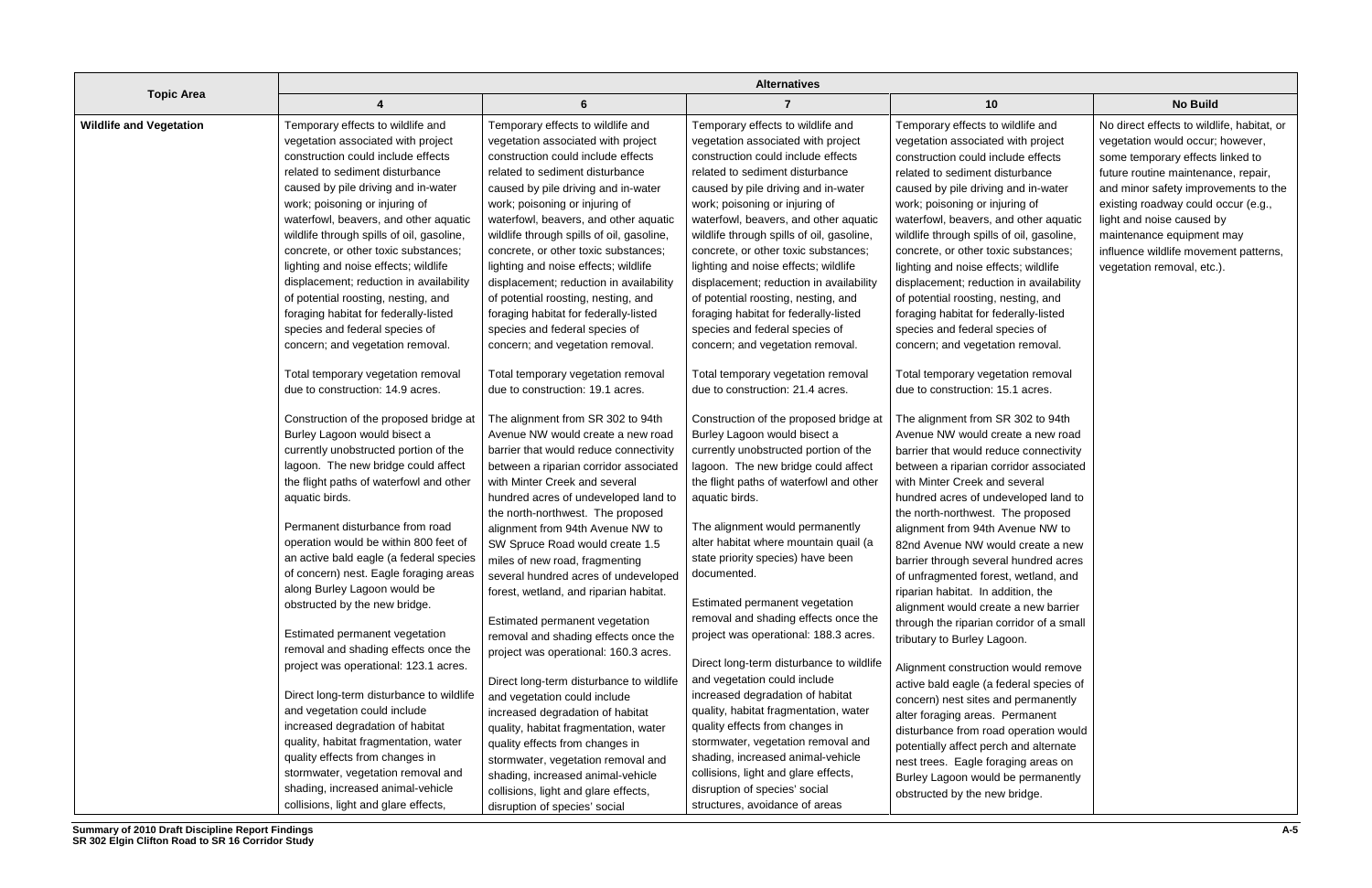| Topic Area | Alternatives | | | | |
|---|---|---|---|---|---|
| | 4 | 6 | 7 | 10 | No Build |
| **Wildlife and Vegetation** | Temporary effects to wildlife and vegetation associated with project construction could include effects related to sediment disturbance caused by pile driving and in-water work; poisoning or injuring of waterfowl, beavers, and other aquatic wildlife through spills of oil, gasoline, concrete, or other toxic substances; lighting and noise effects; wildlife displacement; reduction in availability of potential roosting, nesting, and foraging habitat for federally-listed species and federal species of concern; and vegetation removal.<br><br>Total temporary vegetation removal due to construction: 14.9 acres.<br><br>Construction of the proposed bridge at Burley Lagoon would bisect a currently unobstructed portion of the lagoon. The new bridge could affect the flight paths of waterfowl and other aquatic birds.<br><br>Permanent disturbance from road operation would be within 800 feet of an active bald eagle (a federal species of concern) nest. Eagle foraging areas along Burley Lagoon would be obstructed by the new bridge.<br><br>Estimated permanent vegetation removal and shading effects once the project was operational: 123.1 acres.<br><br>Direct long-term disturbance to wildlife and vegetation could include increased degradation of habitat quality, habitat fragmentation, water quality effects from changes in stormwater, vegetation removal and shading, increased animal-vehicle collisions, light and glare effects, | Temporary effects to wildlife and vegetation associated with project construction could include effects related to sediment disturbance caused by pile driving and in-water work; poisoning or injuring of waterfowl, beavers, and other aquatic wildlife through spills of oil, gasoline, concrete, or other toxic substances; lighting and noise effects; wildlife displacement; reduction in availability of potential roosting, nesting, and foraging habitat for federally-listed species and federal species of concern; and vegetation removal.<br><br>Total temporary vegetation removal due to construction: 19.1 acres.<br><br>The alignment from SR 302 to 94th Avenue NW would create a new road barrier that would reduce connectivity between a riparian corridor associated with Minter Creek and several hundred acres of undeveloped land to the north-northwest. The proposed alignment from 94th Avenue NW to SW Spruce Road would create 1.5 miles of new road, fragmenting several hundred acres of undeveloped forest, wetland, and riparian habitat.<br><br>Estimated permanent vegetation removal and shading effects once the project was operational: 160.3 acres.<br><br>Direct long-term disturbance to wildlife and vegetation could include increased degradation of habitat quality, habitat fragmentation, water quality effects from changes in stormwater, vegetation removal and shading, increased animal-vehicle collisions, light and glare effects, disruption of species' social | Temporary effects to wildlife and vegetation associated with project construction could include effects related to sediment disturbance caused by pile driving and in-water work; poisoning or injuring of waterfowl, beavers, and other aquatic wildlife through spills of oil, gasoline, concrete, or other toxic substances; lighting and noise effects; wildlife displacement; reduction in availability of potential roosting, nesting, and foraging habitat for federally-listed species and federal species of concern; and vegetation removal.<br><br>Total temporary vegetation removal due to construction: 21.4 acres.<br><br>Construction of the proposed bridge at Burley Lagoon would bisect a currently unobstructed portion of the lagoon. The new bridge could affect the flight paths of waterfowl and other aquatic birds.<br><br>The alignment would permanently alter habitat where mountain quail (a state priority species) have been documented.<br><br>Estimated permanent vegetation removal and shading effects once the project was operational: 188.3 acres.<br><br>Direct long-term disturbance to wildlife and vegetation could include increased degradation of habitat quality, habitat fragmentation, water quality effects from changes in stormwater, vegetation removal and shading, increased animal-vehicle collisions, light and glare effects, disruption of species' social structures, avoidance of areas | Temporary effects to wildlife and vegetation associated with project construction could include effects related to sediment disturbance caused by pile driving and in-water work; poisoning or injuring of waterfowl, beavers, and other aquatic wildlife through spills of oil, gasoline, concrete, or other toxic substances; lighting and noise effects; wildlife displacement; reduction in availability of potential roosting, nesting, and foraging habitat for federally-listed species and federal species of concern; and vegetation removal.<br><br>Total temporary vegetation removal due to construction: 15.1 acres.<br><br>The alignment from SR 302 to 94th Avenue NW would create a new road barrier that would reduce connectivity between a riparian corridor associated with Minter Creek and several hundred acres of undeveloped land to the north-northwest. The proposed alignment from 94th Avenue NW to 82nd Avenue NW would create a new barrier through several hundred acres of unfragmented forest, wetland, and riparian habitat. In addition, the alignment would create a new barrier through the riparian corridor of a small tributary to Burley Lagoon.<br><br>Alignment construction would remove active bald eagle (a federal species of concern) nest sites and permanently alter foraging areas. Permanent disturbance from road operation would potentially affect perch and alternate nest trees. Eagle foraging areas on Burley Lagoon would be permanently obstructed by the new bridge. | No direct effects to wildlife, habitat, or vegetation would occur; however, some temporary effects linked to future routine maintenance, repair, and minor safety improvements to the existing roadway could occur (e.g., light and noise caused by maintenance equipment may influence wildlife movement patterns, vegetation removal, etc.). |

**Summary of 2010 Draft Discipline Report Findings**
**SR 302 Elgin Clifton Road to SR 16 Corridor Study**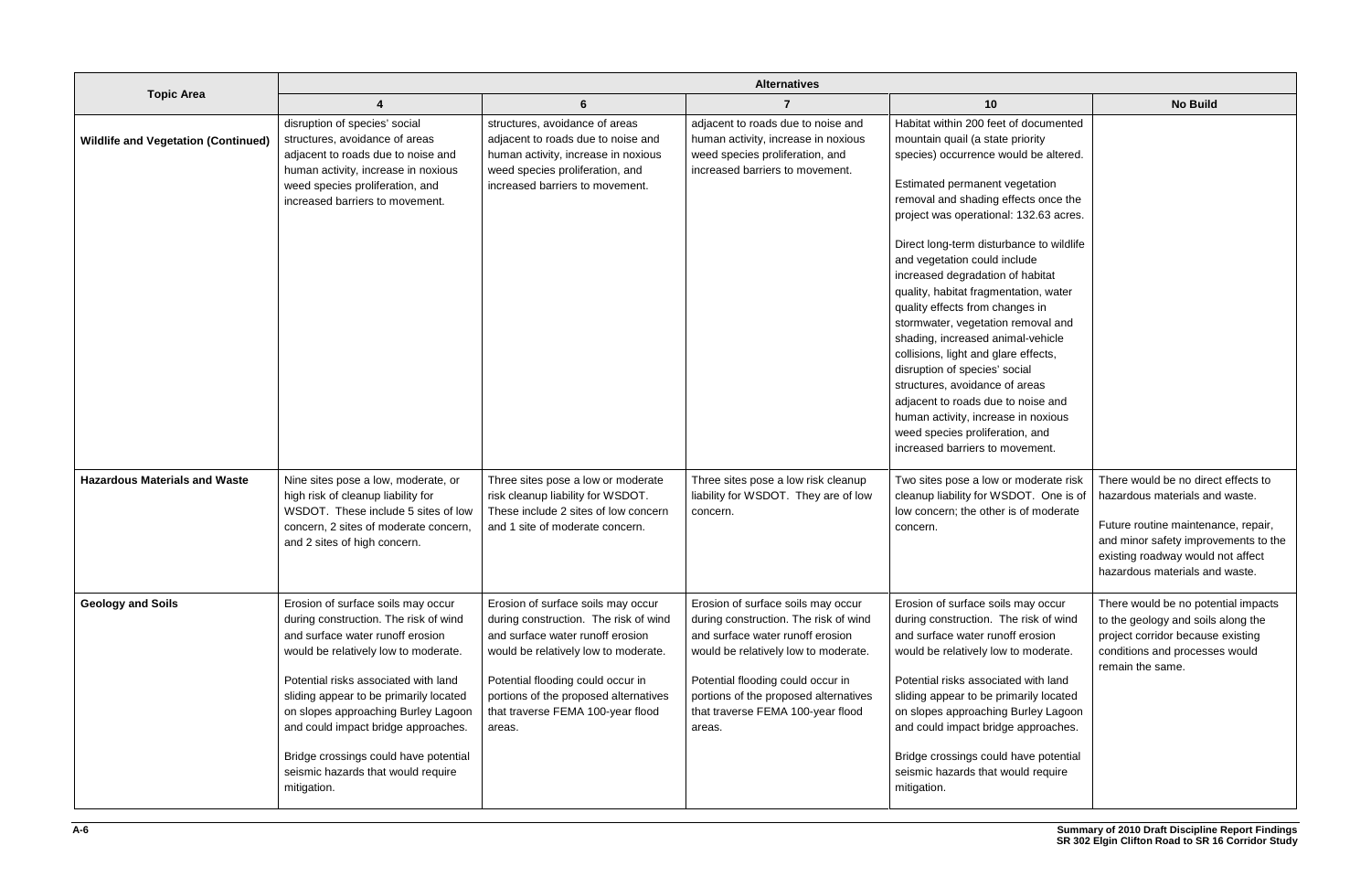| Topic Area | Alternatives | | | | |
|---|---|---|---|---|---|
| | 4 | 6 | 7 | 10 | No Build |
| **Wildlife and Vegetation (Continued)** | disruption of species' social structures, avoidance of areas adjacent to roads due to noise and human activity, increase in noxious weed species proliferation, and increased barriers to movement. | structures, avoidance of areas adjacent to roads due to noise and human activity, increase in noxious weed species proliferation, and increased barriers to movement. | adjacent to roads due to noise and human activity, increase in noxious weed species proliferation, and increased barriers to movement. | Habitat within 200 feet of documented mountain quail (a state priority species) occurrence would be altered.<br><br>Estimated permanent vegetation removal and shading effects once the project was operational: 132.63 acres.<br><br>Direct long-term disturbance to wildlife and vegetation could include increased degradation of habitat quality, habitat fragmentation, water quality effects from changes in stormwater, vegetation removal and shading, increased animal-vehicle collisions, light and glare effects, disruption of species' social structures, avoidance of areas adjacent to roads due to noise and human activity, increase in noxious weed species proliferation, and increased barriers to movement. | |
| **Hazardous Materials and Waste** | Nine sites pose a low, moderate, or high risk of cleanup liability for WSDOT. These include 5 sites of low concern, 2 sites of moderate concern, and 2 sites of high concern. | Three sites pose a low or moderate risk cleanup liability for WSDOT. These include 2 sites of low concern and 1 site of moderate concern. | Three sites pose a low risk cleanup liability for WSDOT. They are of low concern. | Two sites pose a low or moderate risk cleanup liability for WSDOT. One is of low concern; the other is of moderate concern. | There would be no direct effects to hazardous materials and waste.<br><br>Future routine maintenance, repair, and minor safety improvements to the existing roadway would not affect hazardous materials and waste. |
| **Geology and Soils** | Erosion of surface soils may occur during construction. The risk of wind and surface water runoff erosion would be relatively low to moderate.<br><br>Potential risks associated with land sliding appear to be primarily located on slopes approaching Burley Lagoon and could impact bridge approaches.<br><br>Bridge crossings could have potential seismic hazards that would require mitigation. | Erosion of surface soils may occur during construction. The risk of wind and surface water runoff erosion would be relatively low to moderate.<br><br>Potential flooding could occur in portions of the proposed alternatives that traverse FEMA 100-year flood areas. | Erosion of surface soils may occur during construction. The risk of wind and surface water runoff erosion would be relatively low to moderate.<br><br>Potential flooding could occur in portions of the proposed alternatives that traverse FEMA 100-year flood areas. | Erosion of surface soils may occur during construction. The risk of wind and surface water runoff erosion would be relatively low to moderate.<br><br>Potential risks associated with land sliding appear to be primarily located on slopes approaching Burley Lagoon and could impact bridge approaches.<br><br>Bridge crossings could have potential seismic hazards that would require mitigation. | There would be no potential impacts to the geology and soils along the project corridor because existing conditions and processes would remain the same. |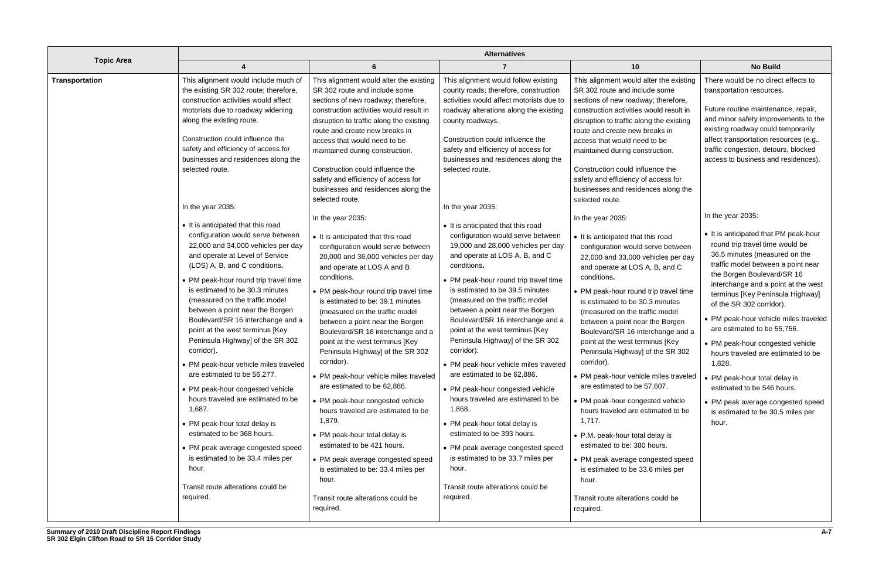| Topic Area | Alternatives | | | | |
|---|---|---|---|---|---|
| | **4** | **6** | **7** | **10** | **No Build** |
| **Transportation** | This alignment would include much of the existing SR 302 route; therefore, construction activities would affect motorists due to roadway widening along the existing route.<br><br>Construction could influence the safety and efficiency of access for businesses and residences along the selected route.<br><br>In the year 2035:<br>• It is anticipated that this road configuration would serve between 22,000 and 34,000 vehicles per day and operate at Level of Service (LOS) A, B, and C conditions.<br>• PM peak-hour round trip travel time is estimated to be 30.3 minutes (measured on the traffic model between a point near the Borgen Boulevard/SR 16 interchange and a point at the west terminus [Key Peninsula Highway] of the SR 302 corridor).<br>• PM peak-hour vehicle miles traveled are estimated to be 56,277.<br>• PM peak-hour congested vehicle hours traveled are estimated to be 1,687.<br>• PM peak-hour total delay is estimated to be 368 hours.<br>• PM peak average congested speed is estimated to be 33.4 miles per hour.<br><br>Transit route alterations could be required. | This alignment would alter the existing SR 302 route and include some sections of new roadway; therefore, construction activities would result in disruption to traffic along the existing route and create new breaks in access that would need to be maintained during construction.<br><br>Construction could influence the safety and efficiency of access for businesses and residences along the selected route.<br><br>In the year 2035:<br>• It is anticipated that this road configuration would serve between 20,000 and 36,000 vehicles per day and operate at LOS A and B conditions.<br>• PM peak-hour round trip travel time is estimated to be: 39.1 minutes (measured on the traffic model between a point near the Borgen Boulevard/SR 16 interchange and a point at the west terminus [Key Peninsula Highway] of the SR 302 corridor).<br>• PM peak-hour vehicle miles traveled are estimated to be 62,886.<br>• PM peak-hour congested vehicle hours traveled are estimated to be 1,879.<br>• PM peak-hour total delay is estimated to be 421 hours.<br>• PM peak average congested speed is estimated to be: 33.4 miles per hour.<br><br>Transit route alterations could be required. | This alignment would follow existing county roads; therefore, construction activities would affect motorists due to roadway alterations along the existing county roadways.<br><br>Construction could influence the safety and efficiency of access for businesses and residences along the selected route.<br><br>In the year 2035:<br>• It is anticipated that this road configuration would serve between 19,000 and 28,000 vehicles per day and operate at LOS A, B, and C conditions.<br>• PM peak-hour round trip travel time is estimated to be 39.5 minutes (measured on the traffic model between a point near the Borgen Boulevard/SR 16 interchange and a point at the west terminus [Key Peninsula Highway] of the SR 302 corridor).<br>• PM peak-hour vehicle miles traveled are estimated to be 62,886.<br>• PM peak-hour congested vehicle hours traveled are estimated to be 1,868.<br>• PM peak-hour total delay is estimated to be 393 hours.<br>• PM peak average congested speed is estimated to be 33.7 miles per hour.<br><br>Transit route alterations could be required. | This alignment would alter the existing SR 302 route and include some sections of new roadway; therefore, construction activities would result in disruption to traffic along the existing route and create new breaks in access that would need to be maintained during construction.<br><br>Construction could influence the safety and efficiency of access for businesses and residences along the selected route.<br><br>In the year 2035:<br>• It is anticipated that this road configuration would serve between 22,000 and 33,000 vehicles per day and operate at LOS A, B, and C conditions.<br>• PM peak-hour round trip travel time is estimated to be 30.3 minutes (measured on the traffic model between a point near the Borgen Boulevard/SR 16 interchange and a point at the west terminus [Key Peninsula Highway] of the SR 302 corridor).<br>• PM peak-hour vehicle miles traveled are estimated to be 57,607.<br>• PM peak-hour congested vehicle hours traveled are estimated to be 1,717.<br>• P.M. peak-hour total delay is estimated to be: 380 hours.<br>• PM peak average congested speed is estimated to be 33.6 miles per hour.<br><br>Transit route alterations could be required. | There would be no direct effects to transportation resources.<br><br>Future routine maintenance, repair, and minor safety improvements to the existing roadway could temporarily affect transportation resources (e.g., traffic congestion, detours, blocked access to business and residences).<br><br>In the year 2035:<br>• It is anticipated that PM peak-hour round trip travel time would be 36.5 minutes (measured on the traffic model between a point near the Borgen Boulevard/SR 16 interchange and a point at the west terminus [Key Peninsula Highway] of the SR 302 corridor).<br>• PM peak-hour vehicle miles traveled are estimated to be 55,756.<br>• PM peak-hour congested vehicle hours traveled are estimated to be 1,828.<br>• PM peak-hour total delay is estimated to be 546 hours.<br>• PM peak average congested speed is estimated to be 30.5 miles per hour. |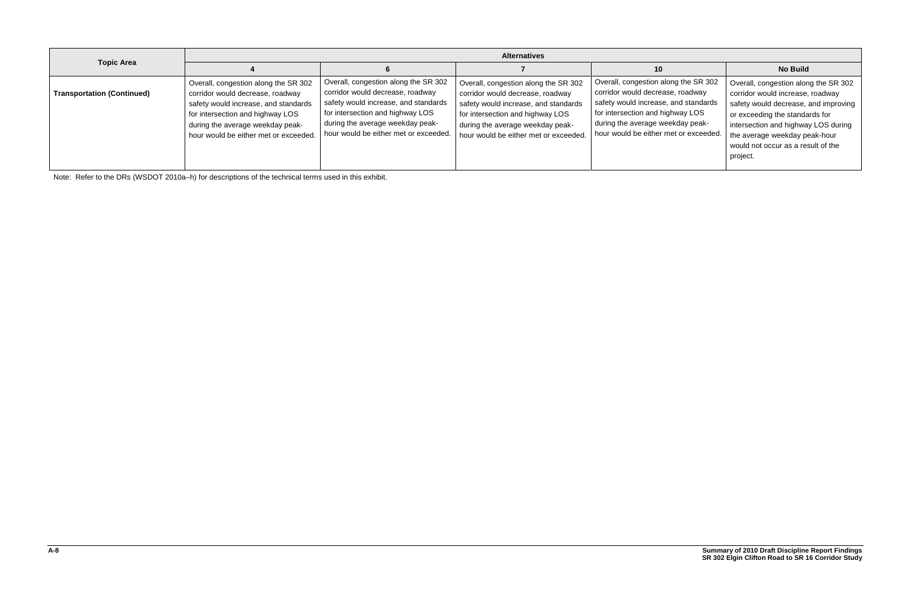| Topic Area | Alternatives | | | | |
|---|---|---|---|---|---|
| | 4 | 6 | 7 | 10 | No Build |
| **Transportation (Continued)** | Overall, congestion along the SR 302 corridor would decrease, roadway safety would increase, and standards for intersection and highway LOS during the average weekday peak-hour would be either met or exceeded. | Overall, congestion along the SR 302 corridor would decrease, roadway safety would increase, and standards for intersection and highway LOS during the average weekday peak-hour would be either met or exceeded. | Overall, congestion along the SR 302 corridor would decrease, roadway safety would increase, and standards for intersection and highway LOS during the average weekday peak-hour would be either met or exceeded. | Overall, congestion along the SR 302 corridor would decrease, roadway safety would increase, and standards for intersection and highway LOS during the average weekday peak-hour would be either met or exceeded. | Overall, congestion along the SR 302 corridor would increase, roadway safety would decrease, and improving or exceeding the standards for intersection and highway LOS during the average weekday peak-hour would not occur as a result of the project. |

Note: Refer to the DRs (WSDOT 2010a–h) for descriptions of the technical terms used in this exhibit.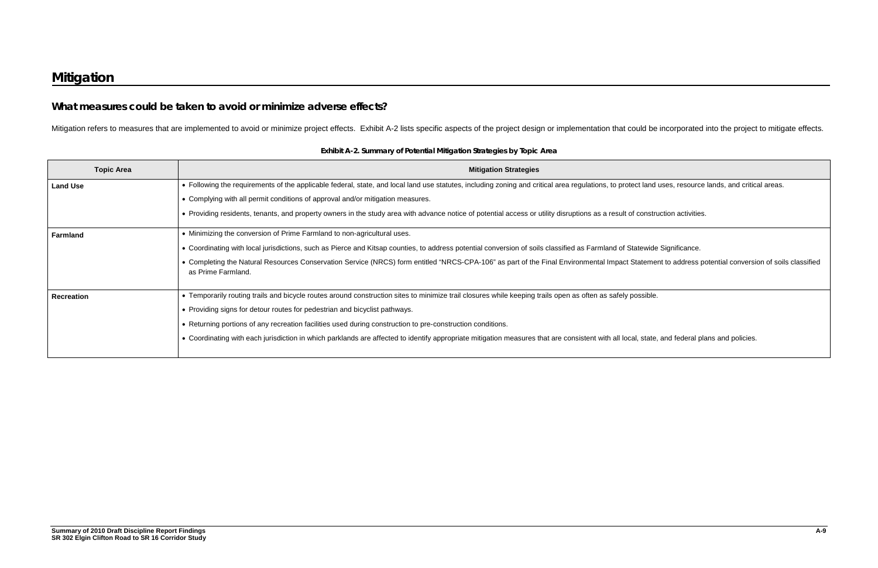# Mitigation

## What measures could be taken to avoid or minimize adverse effects?

Mitigation refers to measures that are implemented to avoid or minimize project effects. Exhibit A-2 lists specific aspects of the project design or implementation that could be incorporated into the project to mitigate effects.

**Exhibit A-2. Summary of Potential Mitigation Strategies by Topic Area**

| Topic Area | Mitigation Strategies |
|---|---|
| **Land Use** | • Following the requirements of the applicable federal, state, and local land use statutes, including zoning and critical area regulations, to protect land uses, resource lands, and critical areas.<br>• Complying with all permit conditions of approval and/or mitigation measures.<br>• Providing residents, tenants, and property owners in the study area with advance notice of potential access or utility disruptions as a result of construction activities. |
| **Farmland** | • Minimizing the conversion of Prime Farmland to non-agricultural uses.<br>• Coordinating with local jurisdictions, such as Pierce and Kitsap counties, to address potential conversion of soils classified as Farmland of Statewide Significance.<br>• Completing the Natural Resources Conservation Service (NRCS) form entitled "NRCS-CPA-106" as part of the Final Environmental Impact Statement to address potential conversion of soils classified as Prime Farmland. |
| **Recreation** | • Temporarily routing trails and bicycle routes around construction sites to minimize trail closures while keeping trails open as often as safely possible.<br>• Providing signs for detour routes for pedestrian and bicyclist pathways.<br>• Returning portions of any recreation facilities used during construction to pre-construction conditions.<br>• Coordinating with each jurisdiction in which parklands are affected to identify appropriate mitigation measures that are consistent with all local, state, and federal plans and policies. |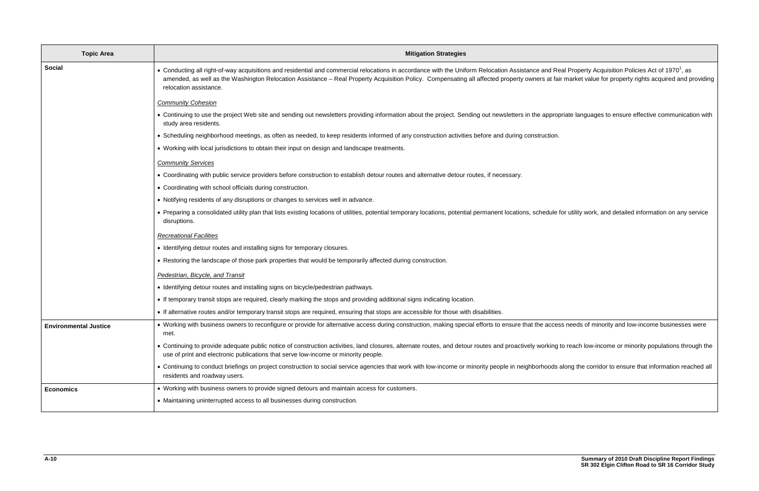| Topic Area | Mitigation Strategies |
|---|---|
| **Social** | • Conducting all right-of-way acquisitions and residential and commercial relocations in accordance with the Uniform Relocation Assistance and Real Property Acquisition Policies Act of 1970[1], as amended, as well as the Washington Relocation Assistance – Real Property Acquisition Policy. Compensating all affected property owners at fair market value for property rights acquired and providing relocation assistance.<br><br>*Community Cohesion*<br><br>• Continuing to use the project Web site and sending out newsletters providing information about the project. Sending out newsletters in the appropriate languages to ensure effective communication with study area residents.<br>• Scheduling neighborhood meetings, as often as needed, to keep residents informed of any construction activities before and during construction.<br>• Working with local jurisdictions to obtain their input on design and landscape treatments.<br><br>*Community Services*<br><br>• Coordinating with public service providers before construction to establish detour routes and alternative detour routes, if necessary.<br>• Coordinating with school officials during construction.<br>• Notifying residents of any disruptions or changes to services well in advance.<br>• Preparing a consolidated utility plan that lists existing locations of utilities, potential temporary locations, potential permanent locations, schedule for utility work, and detailed information on any service disruptions.<br><br>*Recreational Facilities*<br><br>• Identifying detour routes and installing signs for temporary closures.<br>• Restoring the landscape of those park properties that would be temporarily affected during construction.<br><br>*Pedestrian, Bicycle, and Transit*<br><br>• Identifying detour routes and installing signs on bicycle/pedestrian pathways.<br>• If temporary transit stops are required, clearly marking the stops and providing additional signs indicating location.<br>• If alternative routes and/or temporary transit stops are required, ensuring that stops are accessible for those with disabilities. |
| **Environmental Justice** | • Working with business owners to reconfigure or provide for alternative access during construction, making special efforts to ensure that the access needs of minority and low-income businesses were met.<br>• Continuing to provide adequate public notice of construction activities, land closures, alternate routes, and detour routes and proactively working to reach low-income or minority populations through the use of print and electronic publications that serve low-income or minority people.<br>• Continuing to conduct briefings on project construction to social service agencies that work with low-income or minority people in neighborhoods along the corridor to ensure that information reached all residents and roadway users. |
| **Economics** | • Working with business owners to provide signed detours and maintain access for customers.<br>• Maintaining uninterrupted access to all businesses during construction. |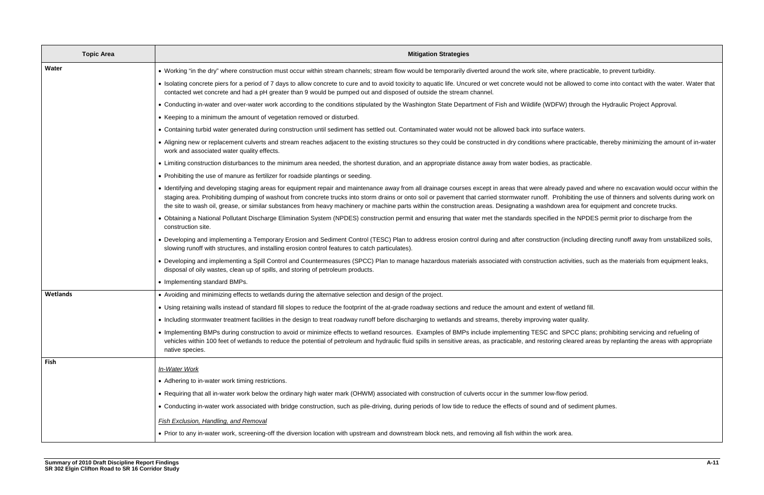| Topic Area | Mitigation Strategies |
|---|---|
| **Water** | • Working "in the dry" where construction must occur within stream channels; stream flow would be temporarily diverted around the work site, where practicable, to prevent turbidity. |
| | • Isolating concrete piers for a period of 7 days to allow concrete to cure and to avoid toxicity to aquatic life. Uncured or wet concrete would not be allowed to come into contact with the water. Water that contacted wet concrete and had a pH greater than 9 would be pumped out and disposed of outside the stream channel. |
| | • Conducting in-water and over-water work according to the conditions stipulated by the Washington State Department of Fish and Wildlife (WDFW) through the Hydraulic Project Approval. |
| | • Keeping to a minimum the amount of vegetation removed or disturbed. |
| | • Containing turbid water generated during construction until sediment has settled out. Contaminated water would not be allowed back into surface waters. |
| | • Aligning new or replacement culverts and stream reaches adjacent to the existing structures so they could be constructed in dry conditions where practicable, thereby minimizing the amount of in-water work and associated water quality effects. |
| | • Limiting construction disturbances to the minimum area needed, the shortest duration, and an appropriate distance away from water bodies, as practicable. |
| | • Prohibiting the use of manure as fertilizer for roadside plantings or seeding. |
| | • Identifying and developing staging areas for equipment repair and maintenance away from all drainage courses except in areas that were already paved and where no excavation would occur within the staging area. Prohibiting dumping of washout from concrete trucks into storm drains or onto soil or pavement that carried stormwater runoff. Prohibiting the use of thinners and solvents during work on the site to wash oil, grease, or similar substances from heavy machinery or machine parts within the construction areas. Designating a washdown area for equipment and concrete trucks. |
| | • Obtaining a National Pollutant Discharge Elimination System (NPDES) construction permit and ensuring that water met the standards specified in the NPDES permit prior to discharge from the construction site. |
| | • Developing and implementing a Temporary Erosion and Sediment Control (TESC) Plan to address erosion control during and after construction (including directing runoff away from unstabilized soils, slowing runoff with structures, and installing erosion control features to catch particulates). |
| | • Developing and implementing a Spill Control and Countermeasures (SPCC) Plan to manage hazardous materials associated with construction activities, such as the materials from equipment leaks, disposal of oily wastes, clean up of spills, and storing of petroleum products. |
| | • Implementing standard BMPs. |
| **Wetlands** | • Avoiding and minimizing effects to wetlands during the alternative selection and design of the project. |
| | • Using retaining walls instead of standard fill slopes to reduce the footprint of the at-grade roadway sections and reduce the amount and extent of wetland fill. |
| | • Including stormwater treatment facilities in the design to treat roadway runoff before discharging to wetlands and streams, thereby improving water quality. |
| | • Implementing BMPs during construction to avoid or minimize effects to wetland resources. Examples of BMPs include implementing TESC and SPCC plans; prohibiting servicing and refueling of vehicles within 100 feet of wetlands to reduce the potential of petroleum and hydraulic fluid spills in sensitive areas, as practicable, and restoring cleared areas by replanting the areas with appropriate native species. |
| **Fish** | *In-Water Work* |
| | • Adhering to in-water work timing restrictions. |
| | • Requiring that all in-water work below the ordinary high water mark (OHWM) associated with construction of culverts occur in the summer low-flow period. |
| | • Conducting in-water work associated with bridge construction, such as pile-driving, during periods of low tide to reduce the effects of sound and of sediment plumes. |
| | *Fish Exclusion, Handling, and Removal* |
| | • Prior to any in-water work, screening-off the diversion location with upstream and downstream block nets, and removing all fish within the work area. |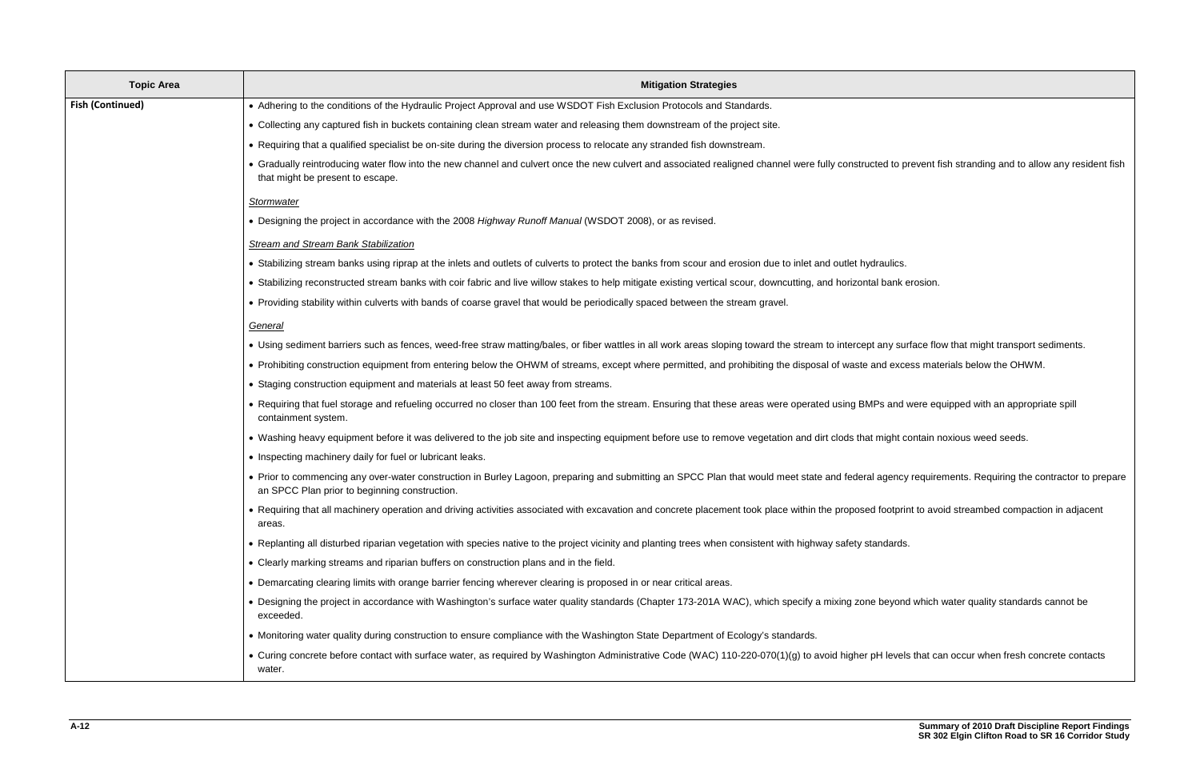| Topic Area | Mitigation Strategies |
|---|---|
| **Fish (Continued)** | • Adhering to the conditions of the Hydraulic Project Approval and use WSDOT Fish Exclusion Protocols and Standards.<br>• Collecting any captured fish in buckets containing clean stream water and releasing them downstream of the project site.<br>• Requiring that a qualified specialist be on-site during the diversion process to relocate any stranded fish downstream.<br>• Gradually reintroducing water flow into the new channel and culvert once the new culvert and associated realigned channel were fully constructed to prevent fish stranding and to allow any resident fish that might be present to escape.<br>*Stormwater*<br>• Designing the project in accordance with the 2008 *Highway Runoff Manual* (WSDOT 2008), or as revised.<br>*Stream and Stream Bank Stabilization*<br>• Stabilizing stream banks using riprap at the inlets and outlets of culverts to protect the banks from scour and erosion due to inlet and outlet hydraulics.<br>• Stabilizing reconstructed stream banks with coir fabric and live willow stakes to help mitigate existing vertical scour, downcutting, and horizontal bank erosion.<br>• Providing stability within culverts with bands of coarse gravel that would be periodically spaced between the stream gravel.<br>*General*<br>• Using sediment barriers such as fences, weed-free straw matting/bales, or fiber wattles in all work areas sloping toward the stream to intercept any surface flow that might transport sediments.<br>• Prohibiting construction equipment from entering below the OHWM of streams, except where permitted, and prohibiting the disposal of waste and excess materials below the OHWM.<br>• Staging construction equipment and materials at least 50 feet away from streams.<br>• Requiring that fuel storage and refueling occurred no closer than 100 feet from the stream. Ensuring that these areas were operated using BMPs and were equipped with an appropriate spill containment system.<br>• Washing heavy equipment before it was delivered to the job site and inspecting equipment before use to remove vegetation and dirt clods that might contain noxious weed seeds.<br>• Inspecting machinery daily for fuel or lubricant leaks.<br>• Prior to commencing any over-water construction in Burley Lagoon, preparing and submitting an SPCC Plan that would meet state and federal agency requirements. Requiring the contractor to prepare an SPCC Plan prior to beginning construction.<br>• Requiring that all machinery operation and driving activities associated with excavation and concrete placement took place within the proposed footprint to avoid streambed compaction in adjacent areas.<br>• Replanting all disturbed riparian vegetation with species native to the project vicinity and planting trees when consistent with highway safety standards.<br>• Clearly marking streams and riparian buffers on construction plans and in the field.<br>• Demarcating clearing limits with orange barrier fencing wherever clearing is proposed in or near critical areas.<br>• Designing the project in accordance with Washington's surface water quality standards (Chapter 173-201A WAC), which specify a mixing zone beyond which water quality standards cannot be exceeded.<br>• Monitoring water quality during construction to ensure compliance with the Washington State Department of Ecology's standards.<br>• Curing concrete before contact with surface water, as required by Washington Administrative Code (WAC) 110-220-070(1)(g) to avoid higher pH levels that can occur when fresh concrete contacts water. |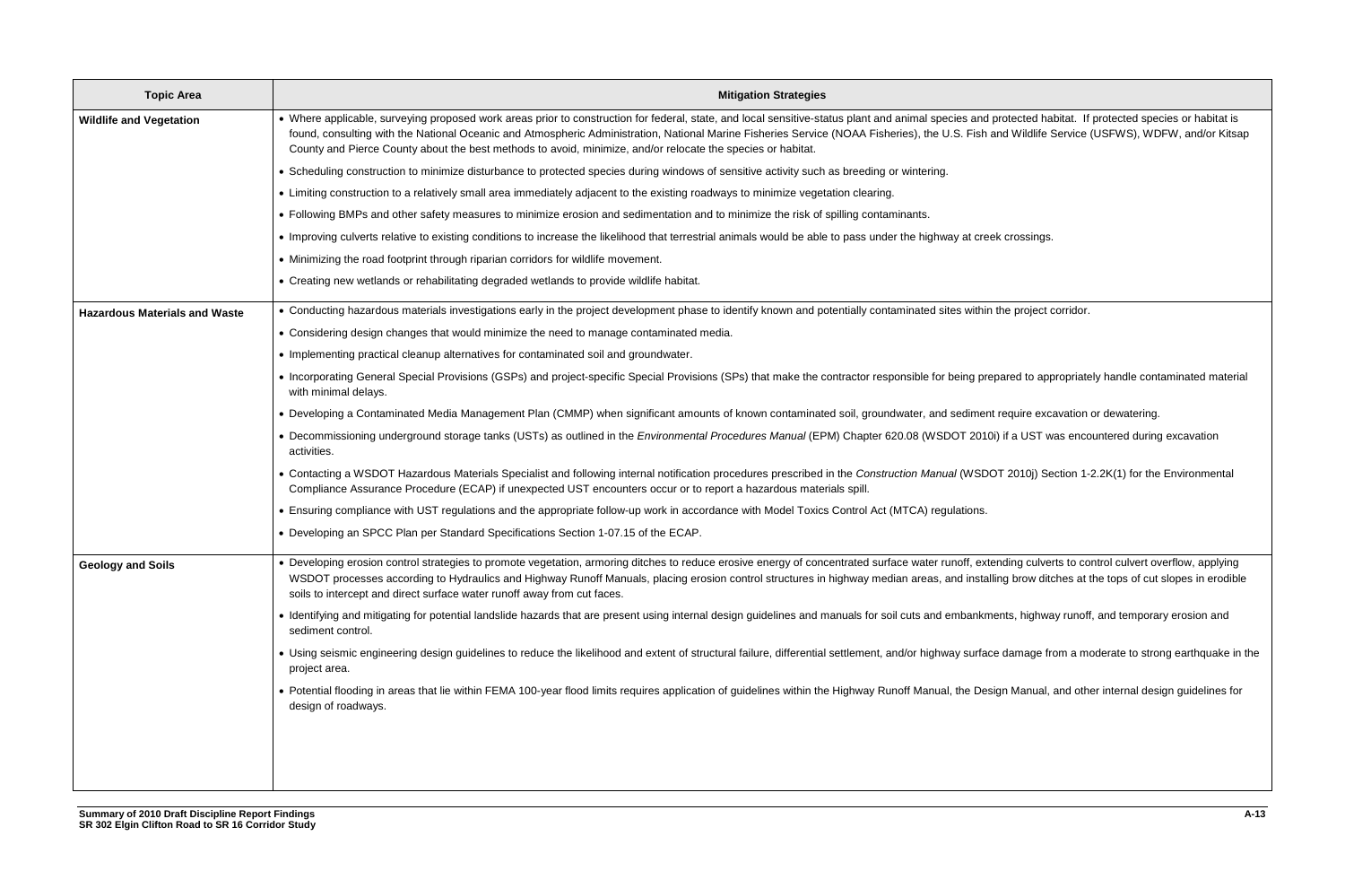| Topic Area | Mitigation Strategies |
|---|---|
| **Wildlife and Vegetation** | • Where applicable, surveying proposed work areas prior to construction for federal, state, and local sensitive-status plant and animal species and protected habitat. If protected species or habitat is found, consulting with the National Oceanic and Atmospheric Administration, National Marine Fisheries Service (NOAA Fisheries), the U.S. Fish and Wildlife Service (USFWS), WDFW, and/or Kitsap County and Pierce County about the best methods to avoid, minimize, and/or relocate the species or habitat.<br>• Scheduling construction to minimize disturbance to protected species during windows of sensitive activity such as breeding or wintering.<br>• Limiting construction to a relatively small area immediately adjacent to the existing roadways to minimize vegetation clearing.<br>• Following BMPs and other safety measures to minimize erosion and sedimentation and to minimize the risk of spilling contaminants.<br>• Improving culverts relative to existing conditions to increase the likelihood that terrestrial animals would be able to pass under the highway at creek crossings.<br>• Minimizing the road footprint through riparian corridors for wildlife movement.<br>• Creating new wetlands or rehabilitating degraded wetlands to provide wildlife habitat. |
| **Hazardous Materials and Waste** | • Conducting hazardous materials investigations early in the project development phase to identify known and potentially contaminated sites within the project corridor.<br>• Considering design changes that would minimize the need to manage contaminated media.<br>• Implementing practical cleanup alternatives for contaminated soil and groundwater.<br>• Incorporating General Special Provisions (GSPs) and project-specific Special Provisions (SPs) that make the contractor responsible for being prepared to appropriately handle contaminated material with minimal delays.<br>• Developing a Contaminated Media Management Plan (CMMP) when significant amounts of known contaminated soil, groundwater, and sediment require excavation or dewatering.<br>• Decommissioning underground storage tanks (USTs) as outlined in the *Environmental Procedures Manual* (EPM) Chapter 620.08 (WSDOT 2010i) if a UST was encountered during excavation activities.<br>• Contacting a WSDOT Hazardous Materials Specialist and following internal notification procedures prescribed in the *Construction Manual* (WSDOT 2010j) Section 1-2.2K(1) for the Environmental Compliance Assurance Procedure (ECAP) if unexpected UST encounters occur or to report a hazardous materials spill.<br>• Ensuring compliance with UST regulations and the appropriate follow-up work in accordance with Model Toxics Control Act (MTCA) regulations.<br>• Developing an SPCC Plan per Standard Specifications Section 1-07.15 of the ECAP. |
| **Geology and Soils** | • Developing erosion control strategies to promote vegetation, armoring ditches to reduce erosive energy of concentrated surface water runoff, extending culverts to control culvert overflow, applying WSDOT processes according to Hydraulics and Highway Runoff Manuals, placing erosion control structures in highway median areas, and installing brow ditches at the tops of cut slopes in erodible soils to intercept and direct surface water runoff away from cut faces.<br>• Identifying and mitigating for potential landslide hazards that are present using internal design guidelines and manuals for soil cuts and embankments, highway runoff, and temporary erosion and sediment control.<br>• Using seismic engineering design guidelines to reduce the likelihood and extent of structural failure, differential settlement, and/or highway surface damage from a moderate to strong earthquake in the project area.<br>• Potential flooding in areas that lie within FEMA 100-year flood limits requires application of guidelines within the Highway Runoff Manual, the Design Manual, and other internal design guidelines for design of roadways. |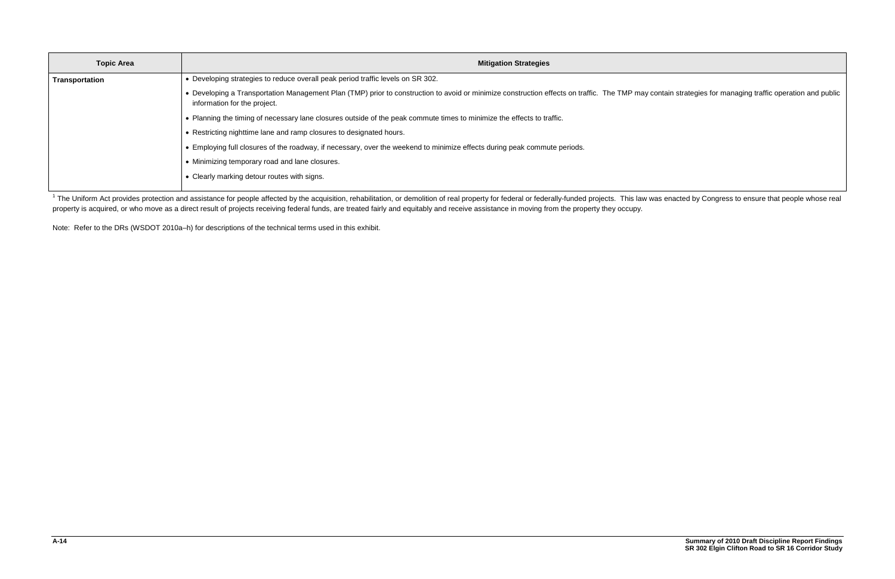| Topic Area | Mitigation Strategies |
|---|---|
| **Transportation** | • Developing strategies to reduce overall peak period traffic levels on SR 302.<br>• Developing a Transportation Management Plan (TMP) prior to construction to avoid or minimize construction effects on traffic. The TMP may contain strategies for managing traffic operation and public information for the project.<br>• Planning the timing of necessary lane closures outside of the peak commute times to minimize the effects to traffic.<br>• Restricting nighttime lane and ramp closures to designated hours.<br>• Employing full closures of the roadway, if necessary, over the weekend to minimize effects during peak commute periods.<br>• Minimizing temporary road and lane closures.<br>• Clearly marking detour routes with signs. |

[1] The Uniform Act provides protection and assistance for people affected by the acquisition, rehabilitation, or demolition of real property for federal or federally-funded projects. This law was enacted by Congress to ensure that people whose real property is acquired, or who move as a direct result of projects receiving federal funds, are treated fairly and equitably and receive assistance in moving from the property they occupy.

Note: Refer to the DRs (WSDOT 2010a–h) for descriptions of the technical terms used in this exhibit.